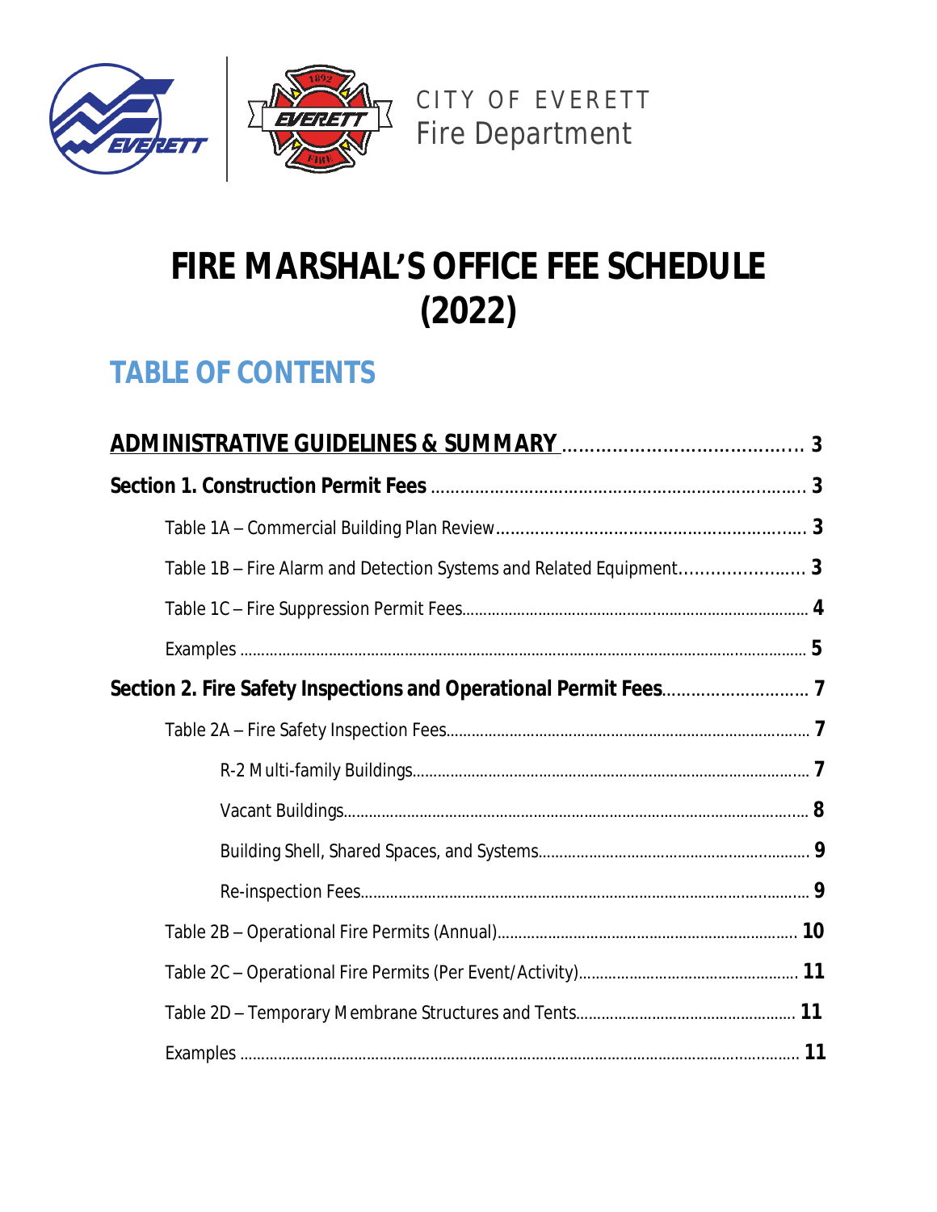CITY OF EVERETT
Fire Department

# FIRE MARSHAL'S OFFICE FEE SCHEDULE (2022)

## TABLE OF CONTENTS

**ADMINISTRATIVE GUIDELINES & SUMMARY** .......... **3**

**Section 1. Construction Permit Fees** .......... **3**

- Table 1A – Commercial Building Plan Review .......... **3**
- Table 1B – Fire Alarm and Detection Systems and Related Equipment .......... **3**
- Table 1C – Fire Suppression Permit Fees .......... **4**
- Examples .......... **5**

**Section 2. Fire Safety Inspections and Operational Permit Fees** .......... **7**

- Table 2A – Fire Safety Inspection Fees .......... **7**
  - R-2 Multi-family Buildings .......... **7**
  - Vacant Buildings .......... **8**
  - Building Shell, Shared Spaces, and Systems .......... **9**
  - Re-inspection Fees .......... **9**
- Table 2B – Operational Fire Permits (Annual) .......... **10**
- Table 2C – Operational Fire Permits (Per Event/Activity) .......... **11**
- Table 2D – Temporary Membrane Structures and Tents .......... **11**
- Examples .......... **11**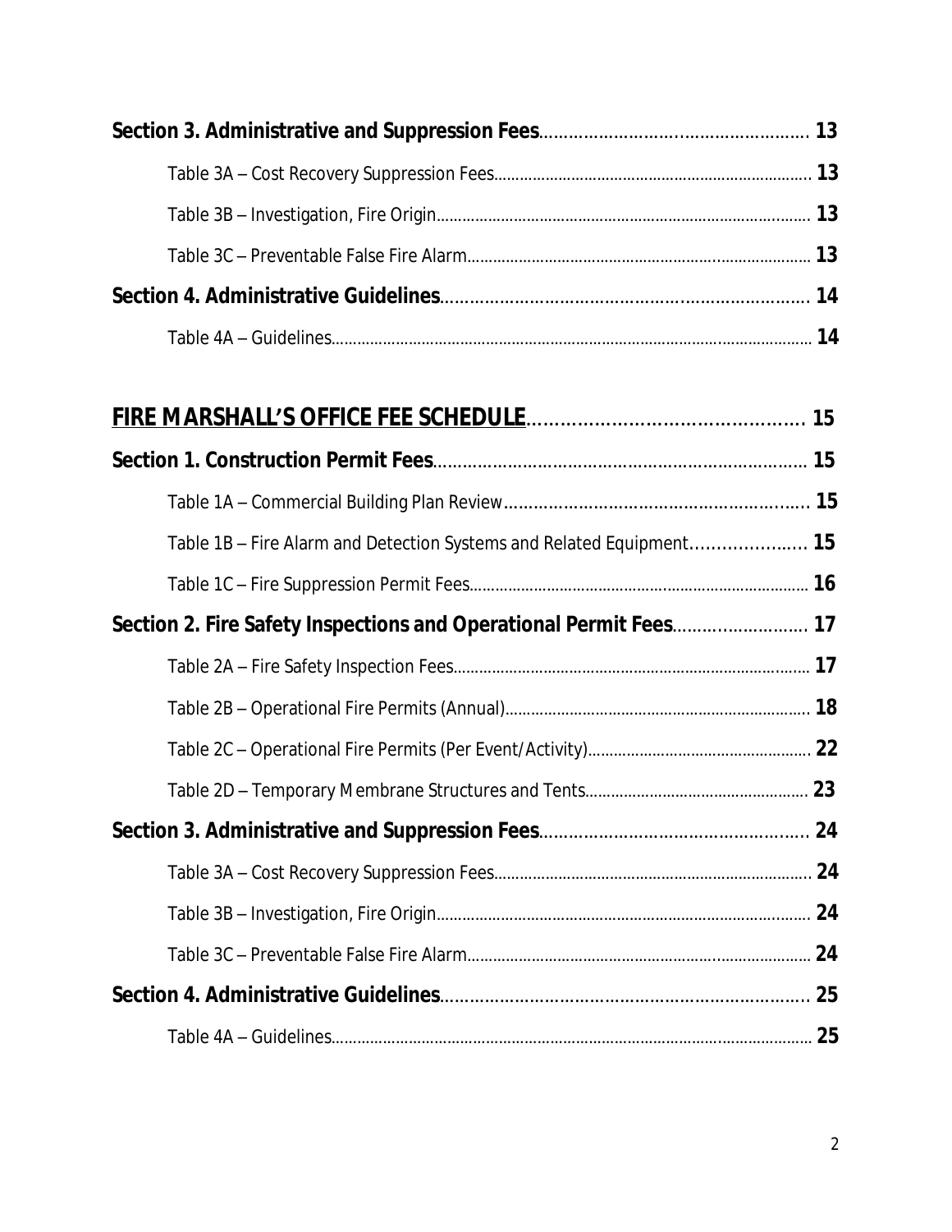**Section 3. Administrative and Suppression Fees**........................................................ 13

Table 3A – Cost Recovery Suppression Fees........................................................................ 13

Table 3B – Investigation, Fire Origin........................................................................................ 13

Table 3C – Preventable False Fire Alarm................................................................................ 13

**Section 4. Administrative Guidelines**........................................................................... 14

Table 4A – Guidelines................................................................................................................ 14

**<u>FIRE MARSHALL'S OFFICE FEE SCHEDULE</u>**.................................................. 15

**Section 1. Construction Permit Fees**............................................................................ 15

Table 1A – Commercial Building Plan Review............................................................... 15

Table 1B – Fire Alarm and Detection Systems and Related Equipment...................... 15

Table 1C – Fire Suppression Permit Fees................................................................................ 16

**Section 2. Fire Safety Inspections and Operational Permit Fees**........................... 17

Table 2A – Fire Safety Inspection Fees.................................................................................. 17

Table 2B – Operational Fire Permits (Annual)...................................................................... 18

Table 2C – Operational Fire Permits (Per Event/Activity).................................................... 22

Table 2D – Temporary Membrane Structures and Tents................................................... 23

**Section 3. Administrative and Suppression Fees**........................................................ 24

Table 3A – Cost Recovery Suppression Fees........................................................................ 24

Table 3B – Investigation, Fire Origin........................................................................................ 24

Table 3C – Preventable False Fire Alarm................................................................................ 24

**Section 4. Administrative Guidelines**........................................................................... 25

Table 4A – Guidelines................................................................................................................ 25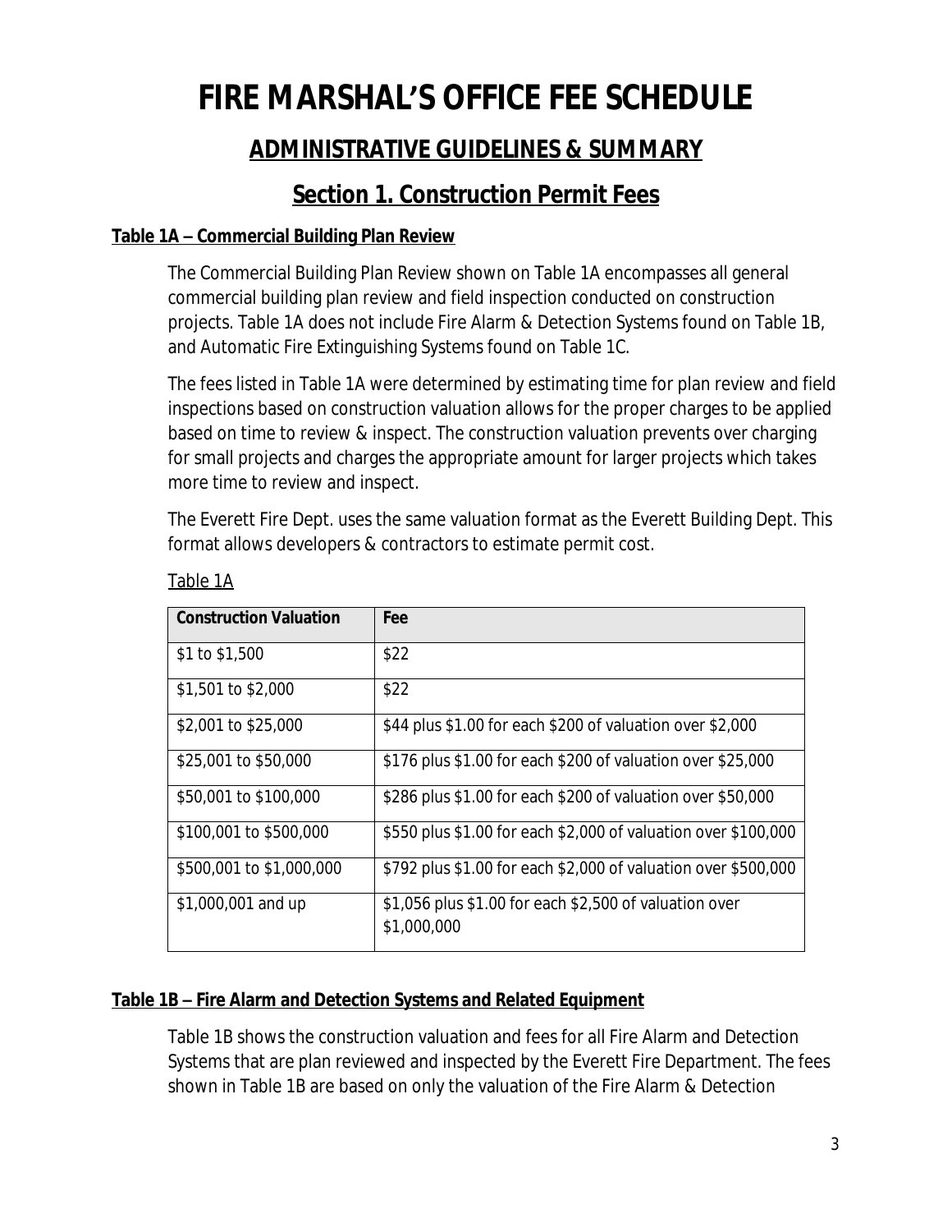# FIRE MARSHAL'S OFFICE FEE SCHEDULE

## ADMINISTRATIVE GUIDELINES & SUMMARY

## Section 1. Construction Permit Fees

**Table 1A – Commercial Building Plan Review**

The Commercial Building Plan Review shown on Table 1A encompasses all general commercial building plan review and field inspection conducted on construction projects. Table 1A does not include Fire Alarm & Detection Systems found on Table 1B, and Automatic Fire Extinguishing Systems found on Table 1C.

The fees listed in Table 1A were determined by estimating time for plan review and field inspections based on construction valuation allows for the proper charges to be applied based on time to review & inspect. The construction valuation prevents over charging for small projects and charges the appropriate amount for larger projects which takes more time to review and inspect.

The Everett Fire Dept. uses the same valuation format as the Everett Building Dept. This format allows developers & contractors to estimate permit cost.

Table 1A

| Construction Valuation | Fee |
|---|---|
| $1 to $1,500 | $22 |
| $1,501 to $2,000 | $22 |
| $2,001 to $25,000 | $44 plus $1.00 for each $200 of valuation over $2,000 |
| $25,001 to $50,000 | $176 plus $1.00 for each $200 of valuation over $25,000 |
| $50,001 to $100,000 | $286 plus $1.00 for each $200 of valuation over $50,000 |
| $100,001 to $500,000 | $550 plus $1.00 for each $2,000 of valuation over $100,000 |
| $500,001 to $1,000,000 | $792 plus $1.00 for each $2,000 of valuation over $500,000 |
| $1,000,001 and up | $1,056 plus $1.00 for each $2,500 of valuation over $1,000,000 |

**Table 1B – Fire Alarm and Detection Systems and Related Equipment**

Table 1B shows the construction valuation and fees for all Fire Alarm and Detection Systems that are plan reviewed and inspected by the Everett Fire Department. The fees shown in Table 1B are based on only the valuation of the Fire Alarm & Detection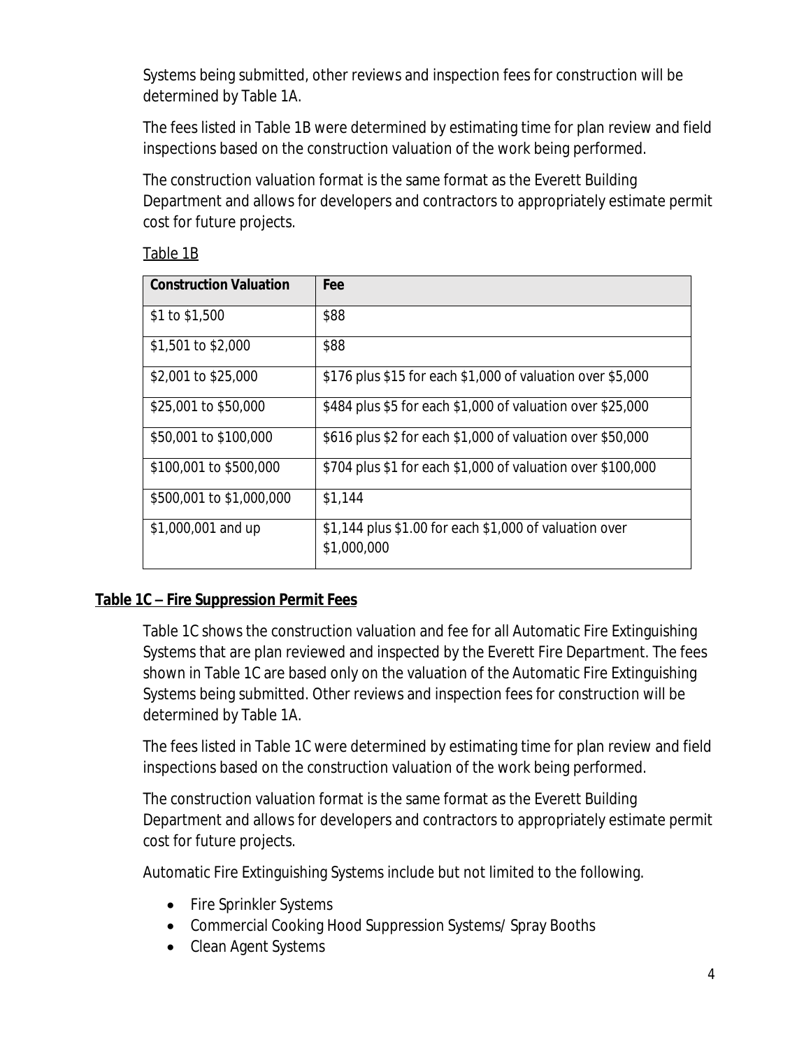Systems being submitted, other reviews and inspection fees for construction will be determined by Table 1A.

The fees listed in Table 1B were determined by estimating time for plan review and field inspections based on the construction valuation of the work being performed.

The construction valuation format is the same format as the Everett Building Department and allows for developers and contractors to appropriately estimate permit cost for future projects.

Table 1B

| Construction Valuation | Fee |
|---|---|
| $1 to $1,500 | $88 |
| $1,501 to $2,000 | $88 |
| $2,001 to $25,000 | $176 plus $15 for each $1,000 of valuation over $5,000 |
| $25,001 to $50,000 | $484 plus $5 for each $1,000 of valuation over $25,000 |
| $50,001 to $100,000 | $616 plus $2 for each $1,000 of valuation over $50,000 |
| $100,001 to $500,000 | $704 plus $1 for each $1,000 of valuation over $100,000 |
| $500,001 to $1,000,000 | $1,144 |
| $1,000,001 and up | $1,144 plus $1.00 for each $1,000 of valuation over $1,000,000 |

## Table 1C – Fire Suppression Permit Fees

Table 1C shows the construction valuation and fee for all Automatic Fire Extinguishing Systems that are plan reviewed and inspected by the Everett Fire Department. The fees shown in Table 1C are based only on the valuation of the Automatic Fire Extinguishing Systems being submitted. Other reviews and inspection fees for construction will be determined by Table 1A.

The fees listed in Table 1C were determined by estimating time for plan review and field inspections based on the construction valuation of the work being performed.

The construction valuation format is the same format as the Everett Building Department and allows for developers and contractors to appropriately estimate permit cost for future projects.

Automatic Fire Extinguishing Systems include but not limited to the following.

- Fire Sprinkler Systems
- Commercial Cooking Hood Suppression Systems/ Spray Booths
- Clean Agent Systems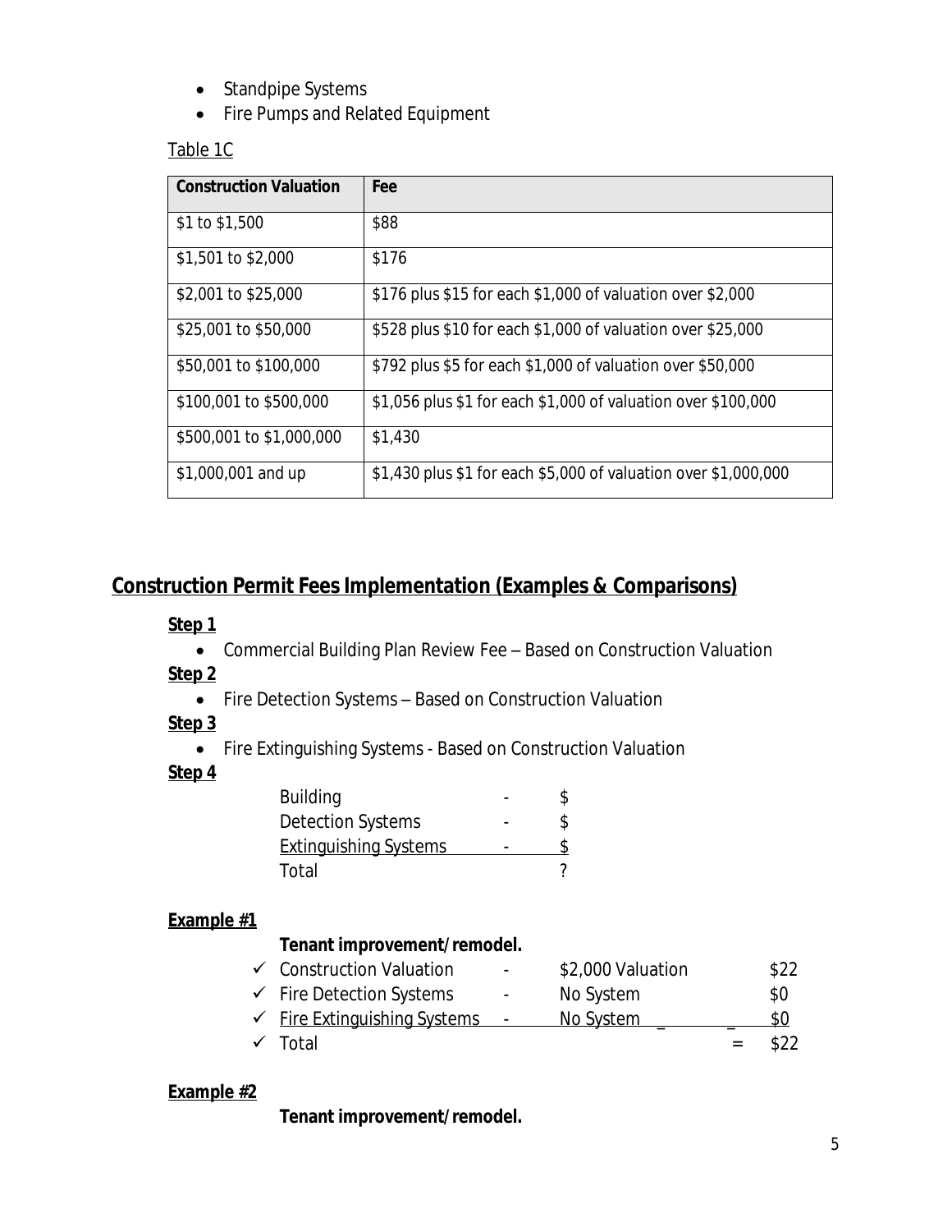- Standpipe Systems
- Fire Pumps and Related Equipment

Table 1C

| Construction Valuation | Fee |
|---|---|
| $1 to $1,500 | $88 |
| $1,501 to $2,000 | $176 |
| $2,001 to $25,000 | $176 plus $15 for each $1,000 of valuation over $2,000 |
| $25,001 to $50,000 | $528 plus $10 for each $1,000 of valuation over $25,000 |
| $50,001 to $100,000 | $792 plus $5 for each $1,000 of valuation over $50,000 |
| $100,001 to $500,000 | $1,056 plus $1 for each $1,000 of valuation over $100,000 |
| $500,001 to $1,000,000 | $1,430 |
| $1,000,001 and up | $1,430 plus $1 for each $5,000 of valuation over $1,000,000 |

## Construction Permit Fees Implementation (Examples & Comparisons)

**Step 1**

- Commercial Building Plan Review Fee – Based on Construction Valuation

**Step 2**

- Fire Detection Systems – Based on Construction Valuation

**Step 3**

- Fire Extinguishing Systems - Based on Construction Valuation

**Step 4**

| | | |
|---|---|---|
| Building | - | $ |
| Detection Systems | - | $ |
| Extinguishing Systems | - | $ |
| Total | | ? |

**Example #1**

**Tenant improvement/remodel.**

| | | | |
|---|---|---|---|
| ✓ Construction Valuation | - | $2,000 Valuation | $22 |
| ✓ Fire Detection Systems | - | No System | $0 |
| ✓ Fire Extinguishing Systems | - | No System | $0 |
| ✓ Total | | = | $22 |

**Example #2**

**Tenant improvement/remodel.**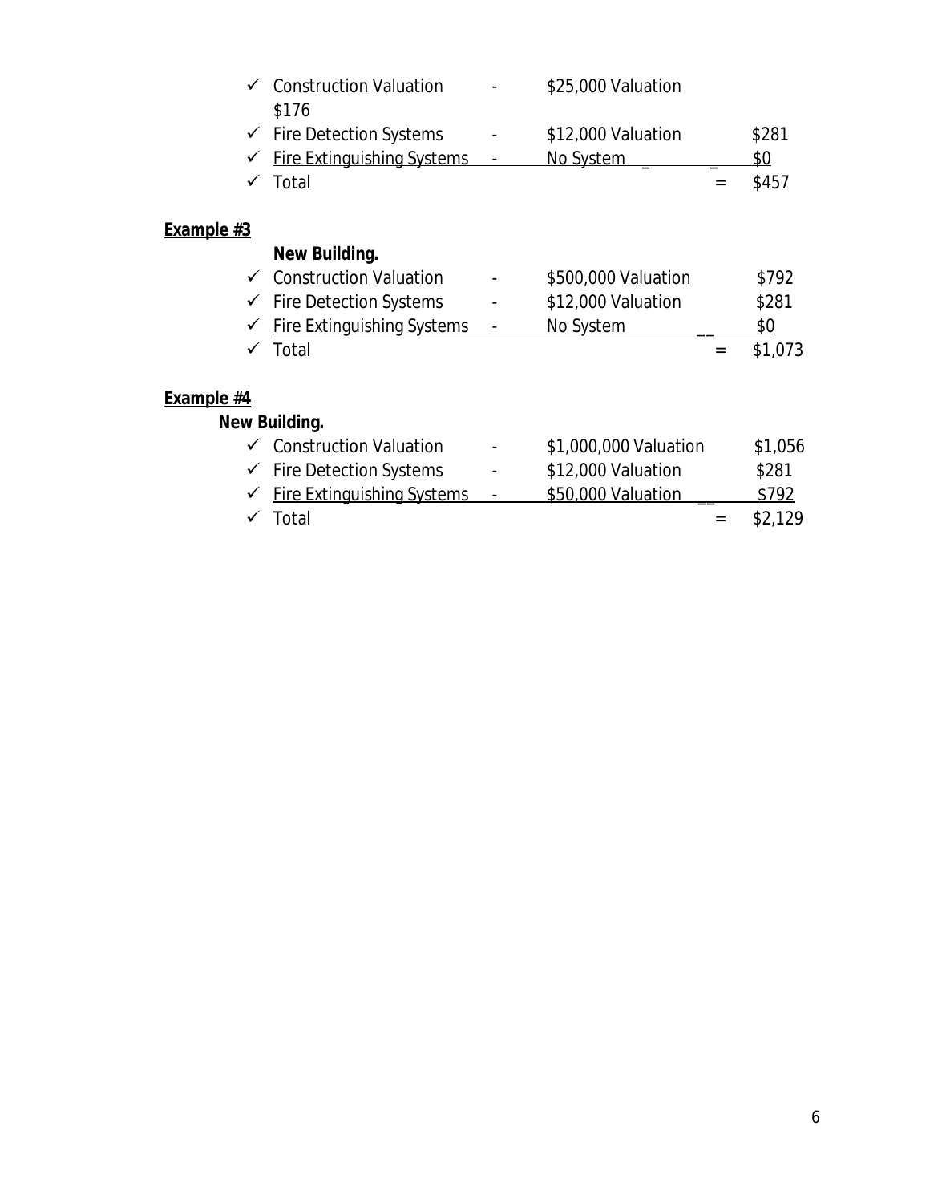- ✓ Construction Valuation - $25,000 Valuation $176
- ✓ Fire Detection Systems - $12,000 Valuation $281
- ✓ Fire Extinguishing Systems - No System $0
- ✓ Total = $457

**Example #3**

**New Building.**

- ✓ Construction Valuation - $500,000 Valuation $792
- ✓ Fire Detection Systems - $12,000 Valuation $281
- ✓ Fire Extinguishing Systems - No System $0
- ✓ Total = $1,073

**Example #4**

**New Building.**

- ✓ Construction Valuation - $1,000,000 Valuation $1,056
- ✓ Fire Detection Systems - $12,000 Valuation $281
- ✓ Fire Extinguishing Systems - $50,000 Valuation $792
- ✓ Total = $2,129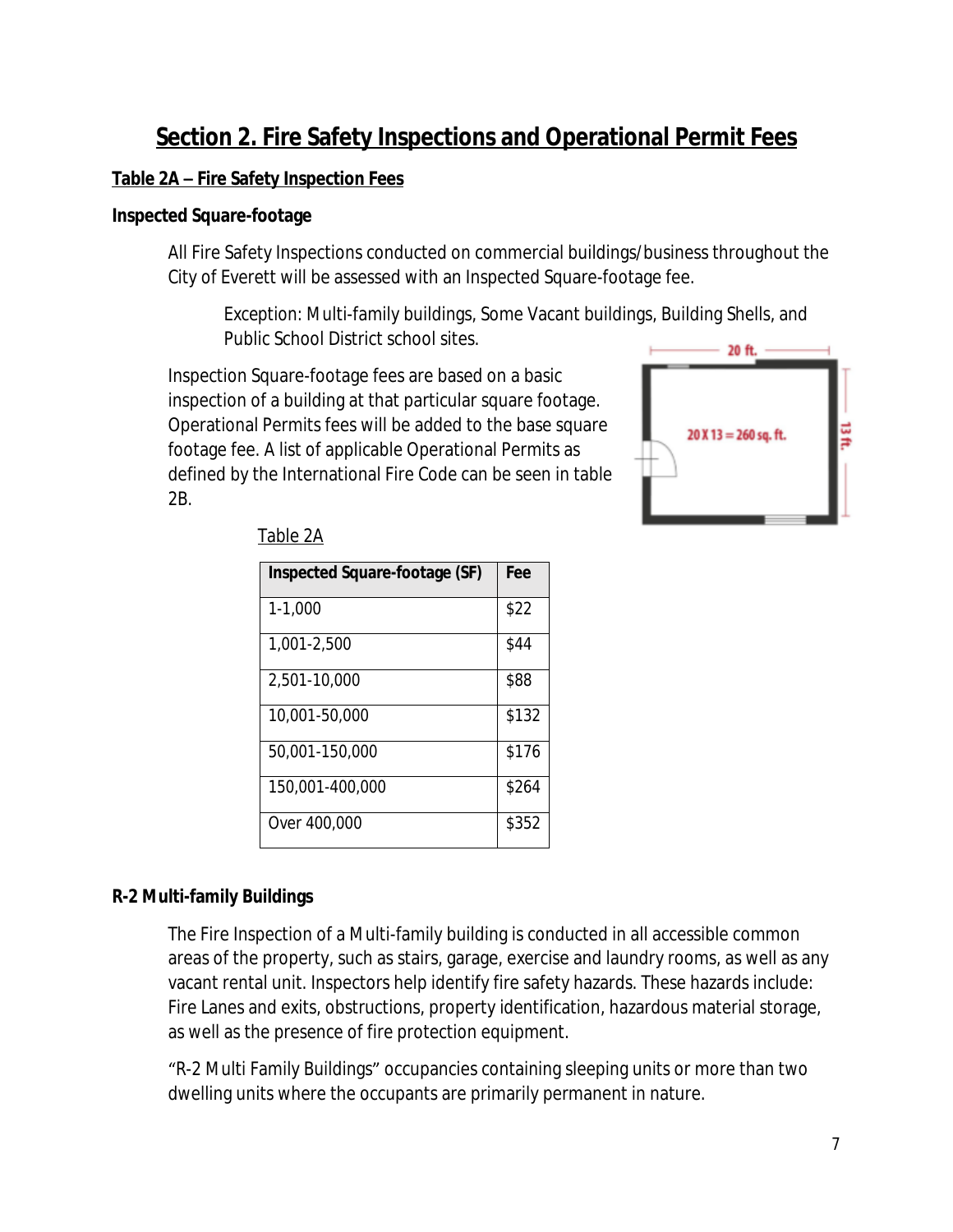# Section 2. Fire Safety Inspections and Operational Permit Fees

## Table 2A – Fire Safety Inspection Fees

### Inspected Square-footage

All Fire Safety Inspections conducted on commercial buildings/business throughout the City of Everett will be assessed with an Inspected Square-footage fee.

> Exception: Multi-family buildings, Some Vacant buildings, Building Shells, and Public School District school sites.

Inspection Square-footage fees are based on a basic inspection of a building at that particular square footage. Operational Permits fees will be added to the base square footage fee. A list of applicable Operational Permits as defined by the International Fire Code can be seen in table 2B.

Table 2A

| Inspected Square-footage (SF) | Fee |
|---|---|
| 1-1,000 | $22 |
| 1,001-2,500 | $44 |
| 2,501-10,000 | $88 |
| 10,001-50,000 | $132 |
| 50,001-150,000 | $176 |
| 150,001-400,000 | $264 |
| Over 400,000 | $352 |

### R-2 Multi-family Buildings

The Fire Inspection of a Multi-family building is conducted in all accessible common areas of the property, such as stairs, garage, exercise and laundry rooms, as well as any vacant rental unit. Inspectors help identify fire safety hazards. These hazards include: Fire Lanes and exits, obstructions, property identification, hazardous material storage, as well as the presence of fire protection equipment.

"R-2 Multi Family Buildings" occupancies containing sleeping units or more than two dwelling units where the occupants are primarily permanent in nature.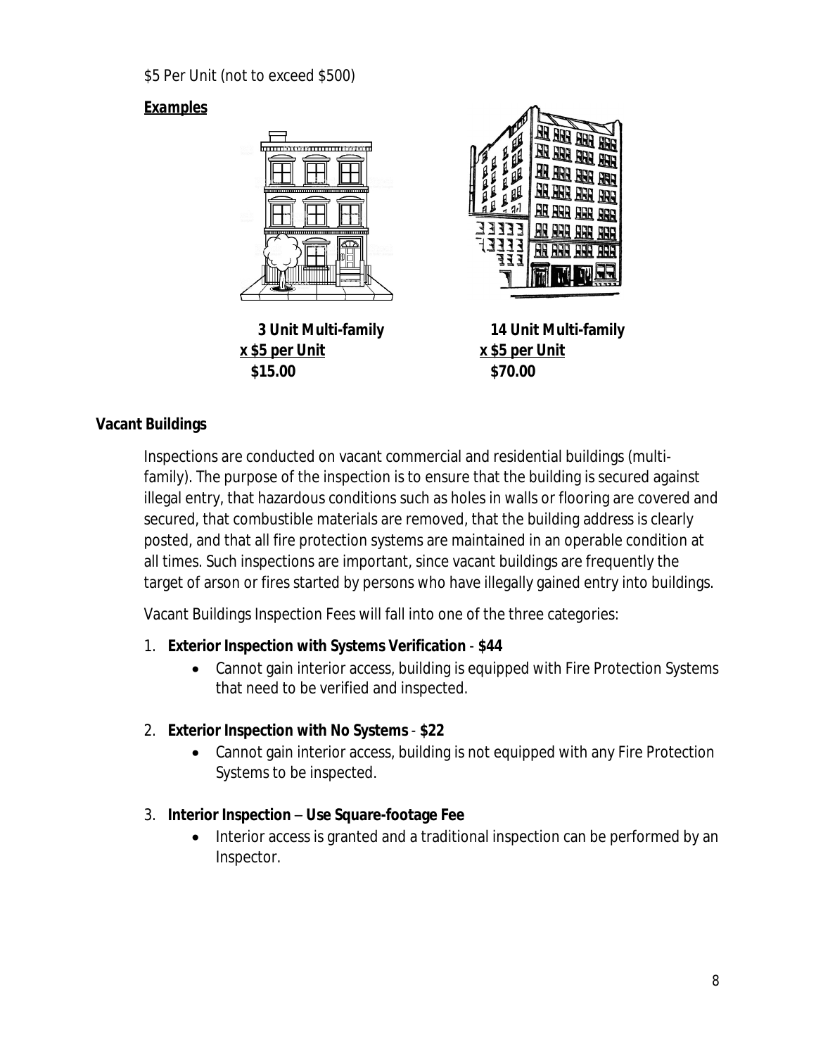$5 Per Unit (not to exceed $500)

***Examples***

**3 Unit Multi-family**
**x $5 per Unit**
**$15.00**

**14 Unit Multi-family**
**x $5 per Unit**
**$70.00**

**Vacant Buildings**

Inspections are conducted on vacant commercial and residential buildings (multi-family). The purpose of the inspection is to ensure that the building is secured against illegal entry, that hazardous conditions such as holes in walls or flooring are covered and secured, that combustible materials are removed, that the building address is clearly posted, and that all fire protection systems are maintained in an operable condition at all times. Such inspections are important, since vacant buildings are frequently the target of arson or fires started by persons who have illegally gained entry into buildings.

Vacant Buildings Inspection Fees will fall into one of the three categories:

1. **Exterior Inspection with Systems Verification** - **$44**
   - Cannot gain interior access, building is equipped with Fire Protection Systems that need to be verified and inspected.

2. **Exterior Inspection with No Systems** - **$22**
   - Cannot gain interior access, building is not equipped with any Fire Protection Systems to be inspected.

3. **Interior Inspection** – **Use Square-footage Fee**
   - Interior access is granted and a traditional inspection can be performed by an Inspector.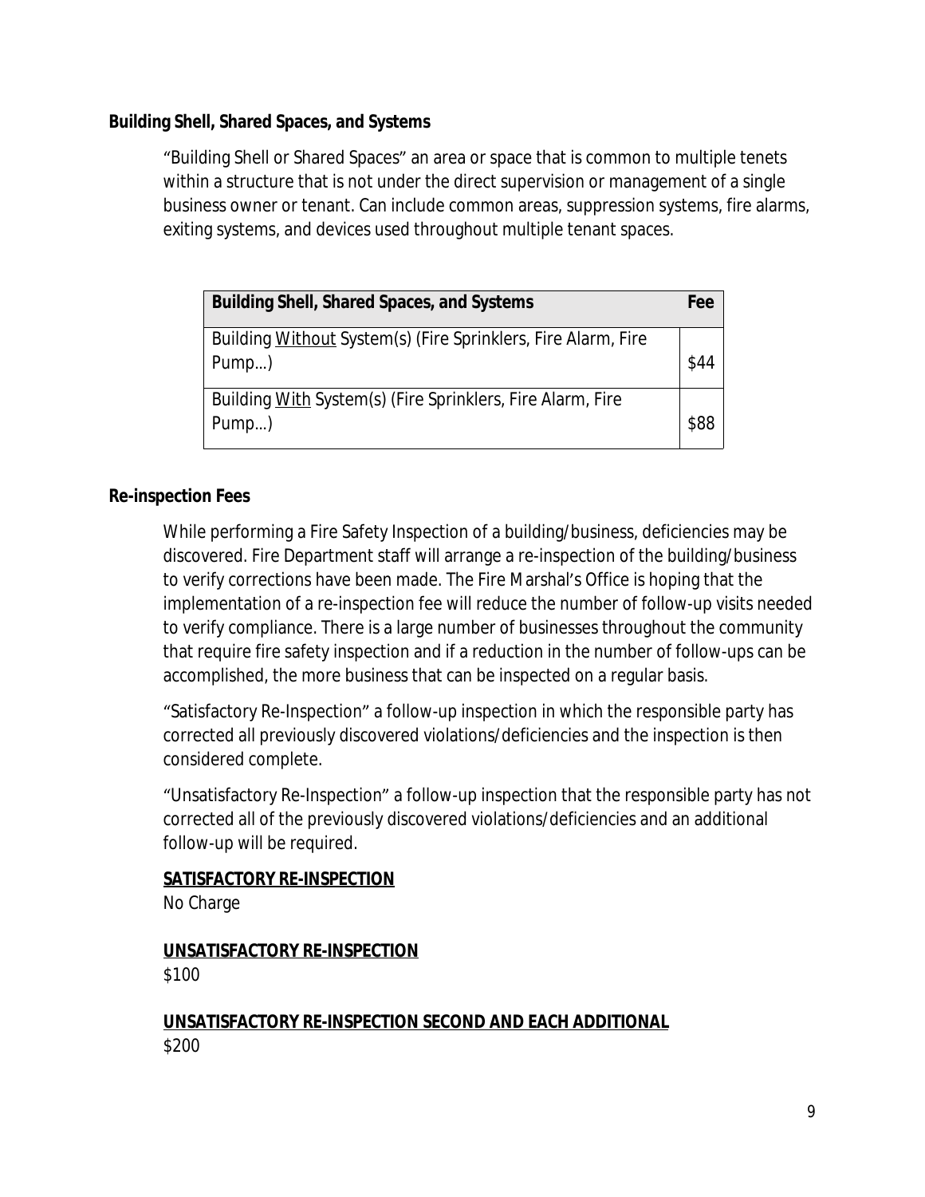**Building Shell, Shared Spaces, and Systems**

"Building Shell or Shared Spaces" an area or space that is common to multiple tenets within a structure that is not under the direct supervision or management of a single business owner or tenant. Can include common areas, suppression systems, fire alarms, exiting systems, and devices used throughout multiple tenant spaces.

| Building Shell, Shared Spaces, and Systems | Fee |
| --- | --- |
| Building <u>Without</u> System(s) (Fire Sprinklers, Fire Alarm, Fire Pump…) | $44 |
| Building <u>With</u> System(s) (Fire Sprinklers, Fire Alarm, Fire Pump…) | $88 |

**Re-inspection Fees**

While performing a Fire Safety Inspection of a building/business, deficiencies may be discovered. Fire Department staff will arrange a re-inspection of the building/business to verify corrections have been made. The Fire Marshal's Office is hoping that the implementation of a re-inspection fee will reduce the number of follow-up visits needed to verify compliance. There is a large number of businesses throughout the community that require fire safety inspection and if a reduction in the number of follow-ups can be accomplished, the more business that can be inspected on a regular basis.

"Satisfactory Re-Inspection" a follow-up inspection in which the responsible party has corrected all previously discovered violations/deficiencies and the inspection is then considered complete.

"Unsatisfactory Re-Inspection" a follow-up inspection that the responsible party has not corrected all of the previously discovered violations/deficiencies and an additional follow-up will be required.

**<u>SATISFACTORY RE-INSPECTION</u>**
No Charge

**<u>UNSATISFACTORY RE-INSPECTION</u>**
$100

**<u>UNSATISFACTORY RE-INSPECTION SECOND AND EACH ADDITIONAL</u>**
$200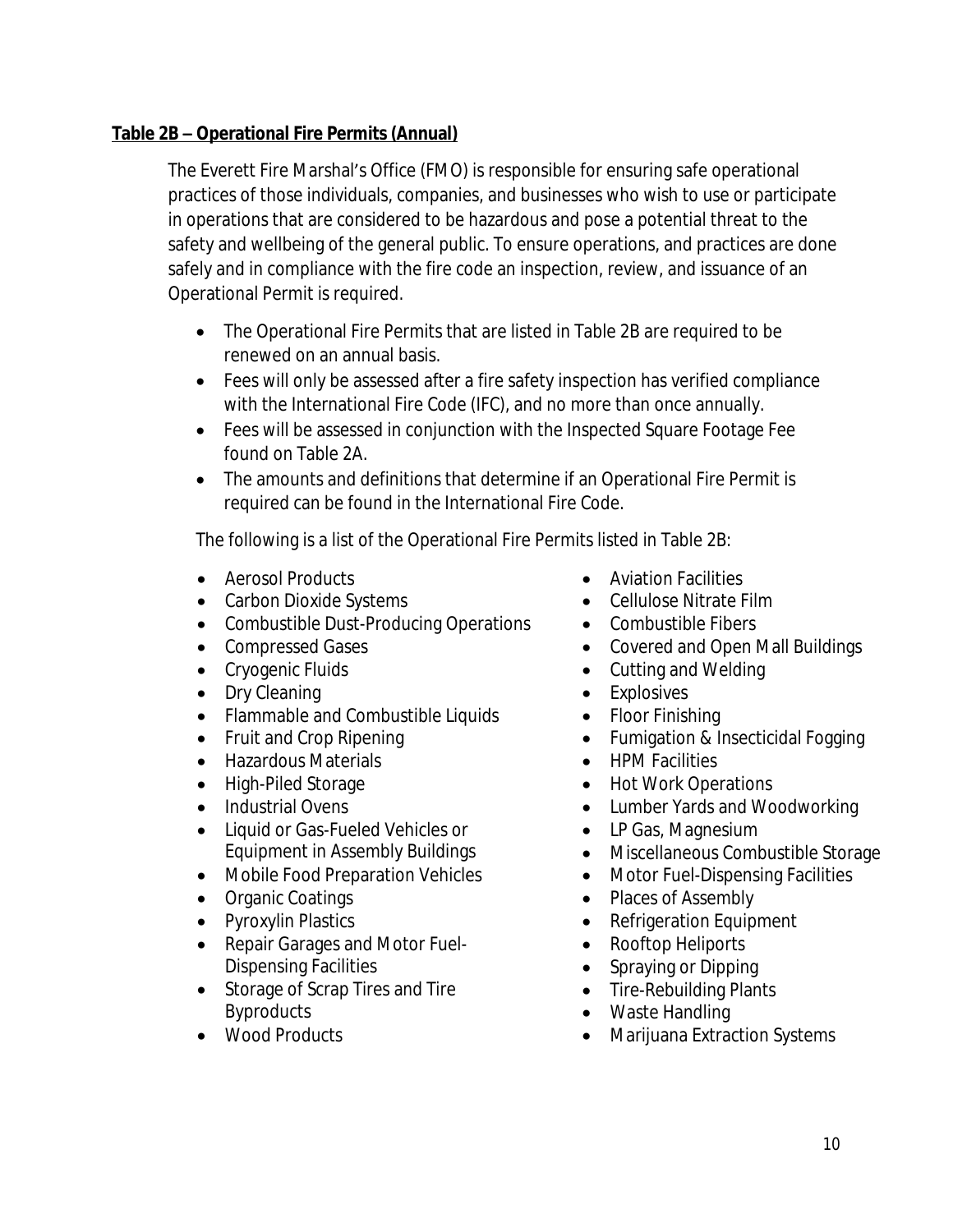**Table 2B – Operational Fire Permits (Annual)**

The Everett Fire Marshal's Office (FMO) is responsible for ensuring safe operational practices of those individuals, companies, and businesses who wish to use or participate in operations that are considered to be hazardous and pose a potential threat to the safety and wellbeing of the general public. To ensure operations, and practices are done safely and in compliance with the fire code an inspection, review, and issuance of an Operational Permit is required.

- The Operational Fire Permits that are listed in Table 2B are required to be renewed on an annual basis.
- Fees will only be assessed after a fire safety inspection has verified compliance with the International Fire Code (IFC), and no more than once annually.
- Fees will be assessed in conjunction with the Inspected Square Footage Fee found on Table 2A.
- The amounts and definitions that determine if an Operational Fire Permit is required can be found in the International Fire Code.

The following is a list of the Operational Fire Permits listed in Table 2B:

- Aerosol Products
- Carbon Dioxide Systems
- Combustible Dust-Producing Operations
- Compressed Gases
- Cryogenic Fluids
- Dry Cleaning
- Flammable and Combustible Liquids
- Fruit and Crop Ripening
- Hazardous Materials
- High-Piled Storage
- Industrial Ovens
- Liquid or Gas-Fueled Vehicles or Equipment in Assembly Buildings
- Mobile Food Preparation Vehicles
- Organic Coatings
- Pyroxylin Plastics
- Repair Garages and Motor Fuel-Dispensing Facilities
- Storage of Scrap Tires and Tire Byproducts
- Wood Products
- Aviation Facilities
- Cellulose Nitrate Film
- Combustible Fibers
- Covered and Open Mall Buildings
- Cutting and Welding
- Explosives
- Floor Finishing
- Fumigation & Insecticidal Fogging
- HPM Facilities
- Hot Work Operations
- Lumber Yards and Woodworking
- LP Gas, Magnesium
- Miscellaneous Combustible Storage
- Motor Fuel-Dispensing Facilities
- Places of Assembly
- Refrigeration Equipment
- Rooftop Heliports
- Spraying or Dipping
- Tire-Rebuilding Plants
- Waste Handling
- Marijuana Extraction Systems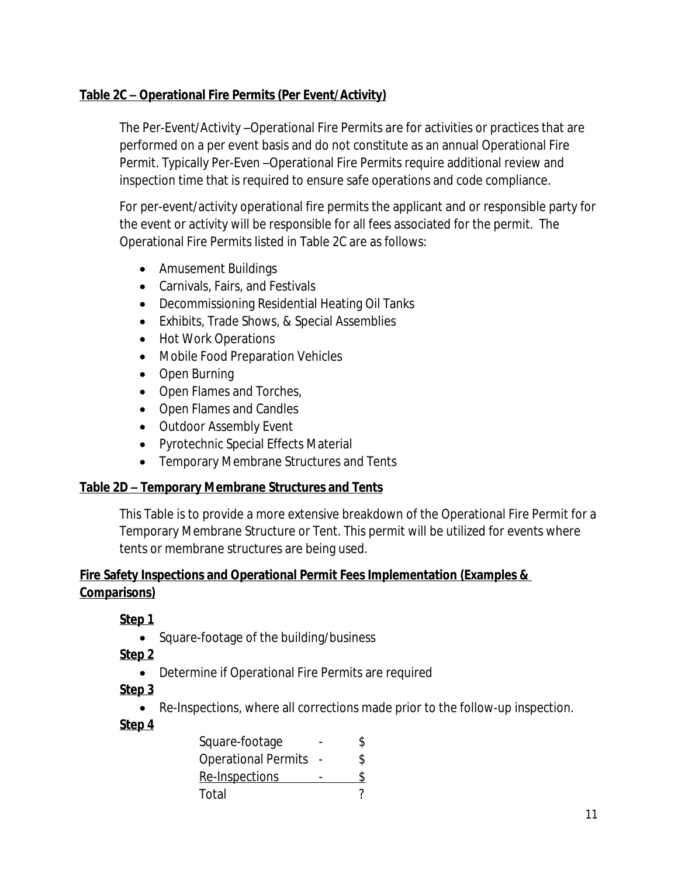**Table 2C – Operational Fire Permits (Per Event/Activity)**

The Per-Event/Activity –Operational Fire Permits are for activities or practices that are performed on a per event basis and do not constitute as an annual Operational Fire Permit. Typically Per-Even –Operational Fire Permits require additional review and inspection time that is required to ensure safe operations and code compliance.

For per-event/activity operational fire permits the applicant and or responsible party for the event or activity will be responsible for all fees associated for the permit. The Operational Fire Permits listed in Table 2C are as follows:

- Amusement Buildings
- Carnivals, Fairs, and Festivals
- Decommissioning Residential Heating Oil Tanks
- Exhibits, Trade Shows, & Special Assemblies
- Hot Work Operations
- Mobile Food Preparation Vehicles
- Open Burning
- Open Flames and Torches,
- Open Flames and Candles
- Outdoor Assembly Event
- Pyrotechnic Special Effects Material
- Temporary Membrane Structures and Tents

**Table 2D – Temporary Membrane Structures and Tents**

This Table is to provide a more extensive breakdown of the Operational Fire Permit for a Temporary Membrane Structure or Tent. This permit will be utilized for events where tents or membrane structures are being used.

**Fire Safety Inspections and Operational Permit Fees Implementation (Examples & Comparisons)**

**Step 1**

- Square-footage of the building/business

**Step 2**

- Determine if Operational Fire Permits are required

**Step 3**

- Re-Inspections, where all corrections made prior to the follow-up inspection.

**Step 4**

| | | |
|---|---|---|
| Square-footage | - | $ |
| Operational Permits | - | $ |
| Re-Inspections | - | $ |
| Total | | ? |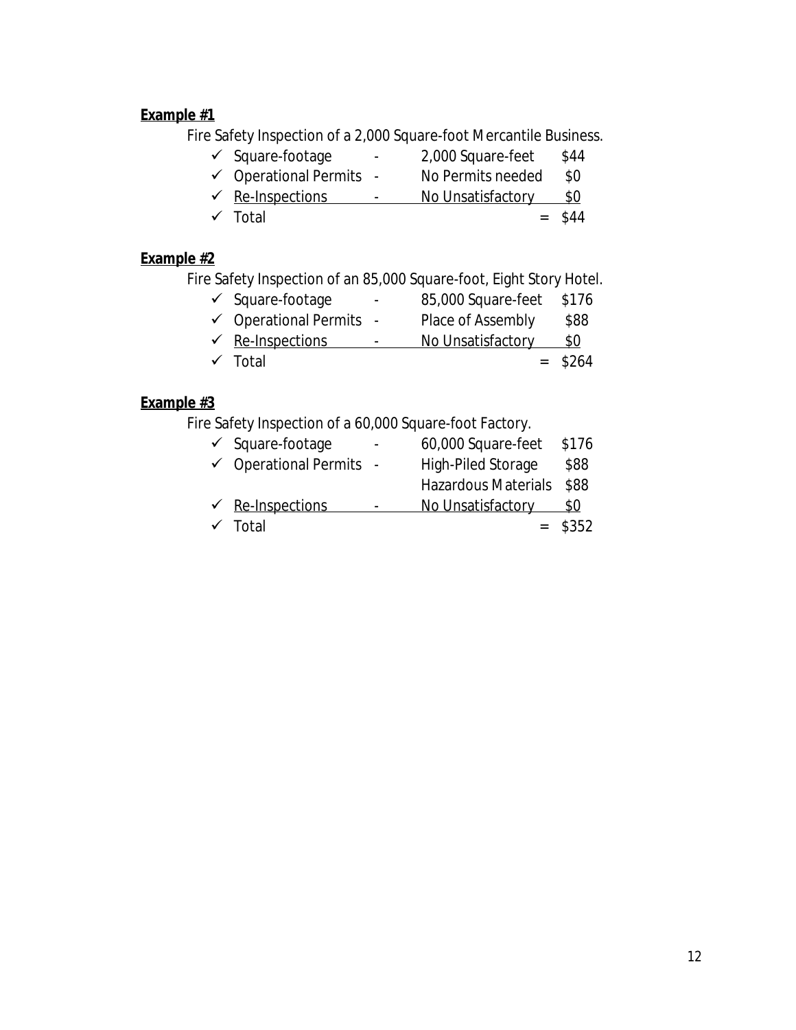**Example #1**

Fire Safety Inspection of a 2,000 Square-foot Mercantile Business.

- ✓ Square-footage - 2,000 Square-feet $44
- ✓ Operational Permits - No Permits needed $0
- ✓ Re-Inspections - No Unsatisfactory $0
- ✓ Total = $44

**Example #2**

Fire Safety Inspection of an 85,000 Square-foot, Eight Story Hotel.

- ✓ Square-footage - 85,000 Square-feet $176
- ✓ Operational Permits - Place of Assembly $88
- ✓ Re-Inspections - No Unsatisfactory $0
- ✓ Total = $264

**Example #3**

Fire Safety Inspection of a 60,000 Square-foot Factory.

- ✓ Square-footage - 60,000 Square-feet $176
- ✓ Operational Permits - High-Piled Storage $88
  Hazardous Materials $88
- ✓ Re-Inspections - No Unsatisfactory $0
- ✓ Total = $352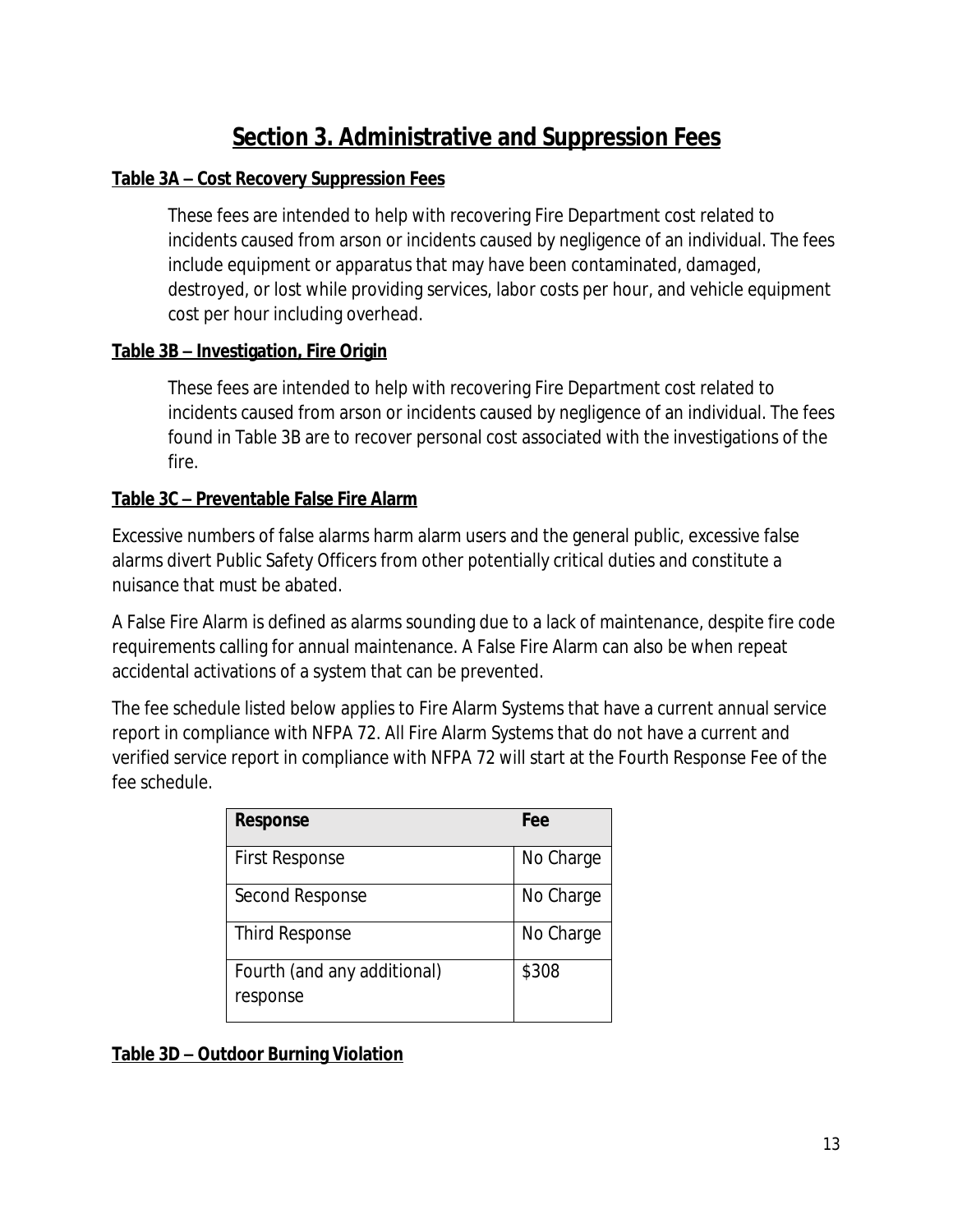# Section 3. Administrative and Suppression Fees

**Table 3A – Cost Recovery Suppression Fees**

These fees are intended to help with recovering Fire Department cost related to incidents caused from arson or incidents caused by negligence of an individual. The fees include equipment or apparatus that may have been contaminated, damaged, destroyed, or lost while providing services, labor costs per hour, and vehicle equipment cost per hour including overhead.

**Table 3B – Investigation, Fire Origin**

These fees are intended to help with recovering Fire Department cost related to incidents caused from arson or incidents caused by negligence of an individual. The fees found in Table 3B are to recover personal cost associated with the investigations of the fire.

**Table 3C – Preventable False Fire Alarm**

Excessive numbers of false alarms harm alarm users and the general public, excessive false alarms divert Public Safety Officers from other potentially critical duties and constitute a nuisance that must be abated.

A False Fire Alarm is defined as alarms sounding due to a lack of maintenance, despite fire code requirements calling for annual maintenance. A False Fire Alarm can also be when repeat accidental activations of a system that can be prevented.

The fee schedule listed below applies to Fire Alarm Systems that have a current annual service report in compliance with NFPA 72. All Fire Alarm Systems that do not have a current and verified service report in compliance with NFPA 72 will start at the Fourth Response Fee of the fee schedule.

| Response | Fee |
|---|---|
| First Response | No Charge |
| Second Response | No Charge |
| Third Response | No Charge |
| Fourth (and any additional) response | $308 |

**Table 3D – Outdoor Burning Violation**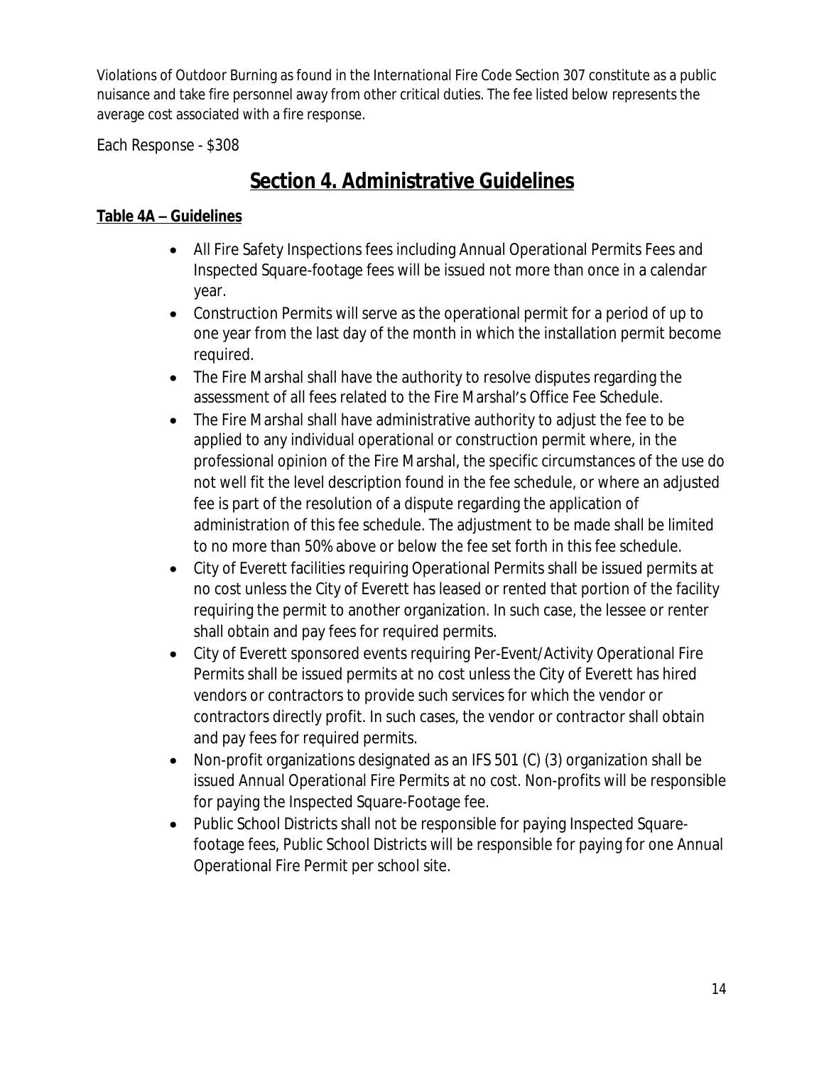Violations of Outdoor Burning as found in the International Fire Code Section 307 constitute as a public nuisance and take fire personnel away from other critical duties. The fee listed below represents the average cost associated with a fire response.

Each Response - $308

# **Section 4. Administrative Guidelines**

**Table 4A – Guidelines**

- All Fire Safety Inspections fees including Annual Operational Permits Fees and Inspected Square-footage fees will be issued not more than once in a calendar year.
- Construction Permits will serve as the operational permit for a period of up to one year from the last day of the month in which the installation permit become required.
- The Fire Marshal shall have the authority to resolve disputes regarding the assessment of all fees related to the Fire Marshal's Office Fee Schedule.
- The Fire Marshal shall have administrative authority to adjust the fee to be applied to any individual operational or construction permit where, in the professional opinion of the Fire Marshal, the specific circumstances of the use do not well fit the level description found in the fee schedule, or where an adjusted fee is part of the resolution of a dispute regarding the application of administration of this fee schedule. The adjustment to be made shall be limited to no more than 50% above or below the fee set forth in this fee schedule.
- City of Everett facilities requiring Operational Permits shall be issued permits at no cost unless the City of Everett has leased or rented that portion of the facility requiring the permit to another organization. In such case, the lessee or renter shall obtain and pay fees for required permits.
- City of Everett sponsored events requiring Per-Event/Activity Operational Fire Permits shall be issued permits at no cost unless the City of Everett has hired vendors or contractors to provide such services for which the vendor or contractors directly profit. In such cases, the vendor or contractor shall obtain and pay fees for required permits.
- Non-profit organizations designated as an IFS 501 (C) (3) organization shall be issued Annual Operational Fire Permits at no cost. Non-profits will be responsible for paying the Inspected Square-Footage fee.
- Public School Districts shall not be responsible for paying Inspected Square-footage fees, Public School Districts will be responsible for paying for one Annual Operational Fire Permit per school site.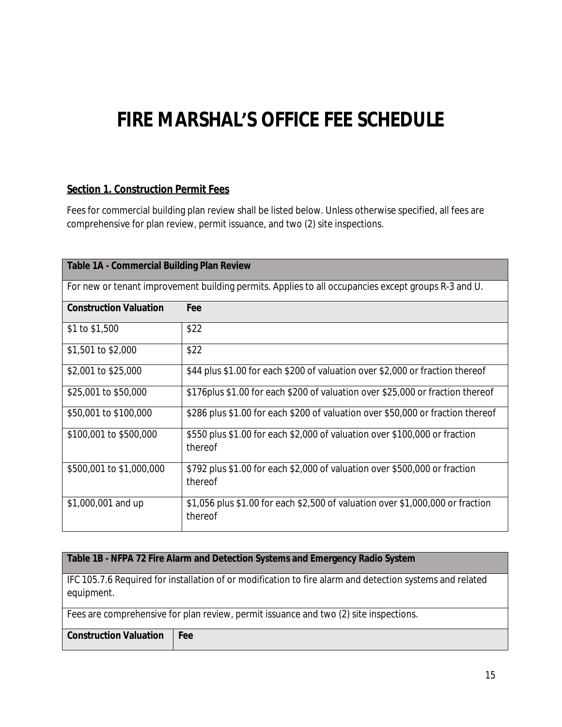# FIRE MARSHAL'S OFFICE FEE SCHEDULE

**Section 1. Construction Permit Fees**

Fees for commercial building plan review shall be listed below. Unless otherwise specified, all fees are comprehensive for plan review, permit issuance, and two (2) site inspections.

| Table 1A - Commercial Building Plan Review | |
|---|---|
| For new or tenant improvement building permits. Applies to all occupancies except groups R-3 and U. | |
| **Construction Valuation** | **Fee** |
| $1 to $1,500 | $22 |
| $1,501 to $2,000 | $22 |
| $2,001 to $25,000 | $44 plus $1.00 for each $200 of valuation over $2,000 or fraction thereof |
| $25,001 to $50,000 | $176plus $1.00 for each $200 of valuation over $25,000 or fraction thereof |
| $50,001 to $100,000 | $286 plus $1.00 for each $200 of valuation over $50,000 or fraction thereof |
| $100,001 to $500,000 | $550 plus $1.00 for each $2,000 of valuation over $100,000 or fraction thereof |
| $500,001 to $1,000,000 | $792 plus $1.00 for each $2,000 of valuation over $500,000 or fraction thereof |
| $1,000,001 and up | $1,056 plus $1.00 for each $2,500 of valuation over $1,000,000 or fraction thereof |

| Table 1B - NFPA 72 Fire Alarm and Detection Systems and Emergency Radio System | |
|---|---|
| IFC 105.7.6 Required for installation of or modification to fire alarm and detection systems and related equipment. | |
| Fees are comprehensive for plan review, permit issuance and two (2) site inspections. | |
| **Construction Valuation** | **Fee** |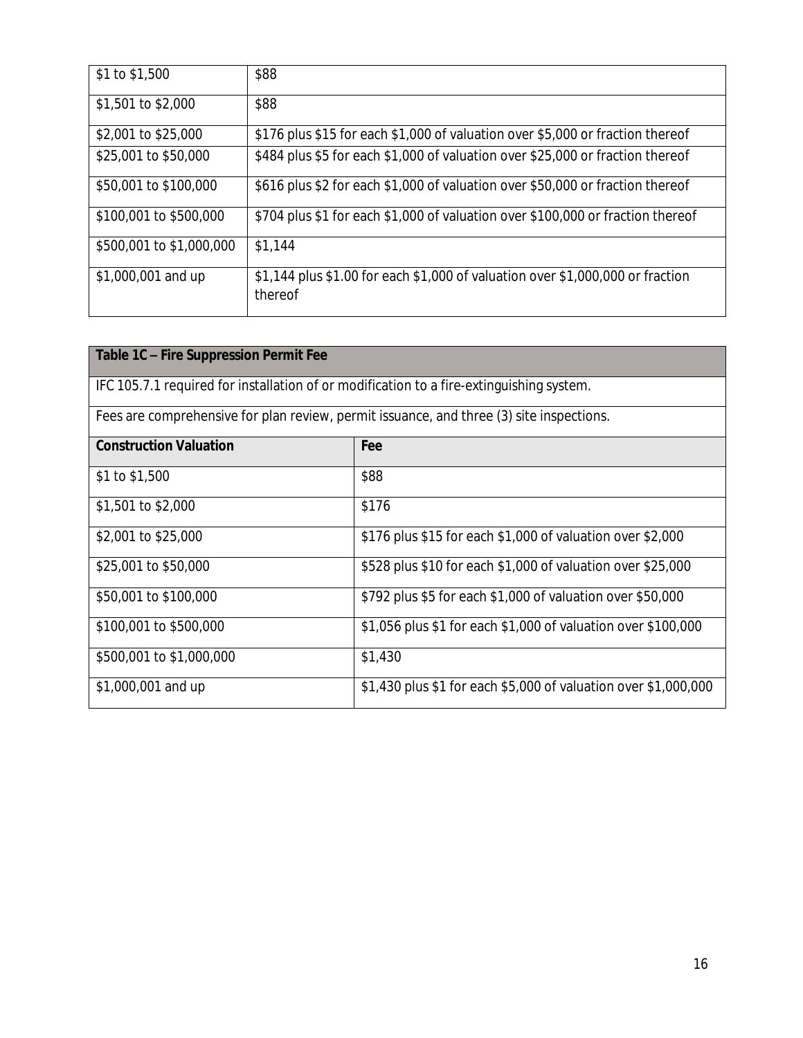| | |
|---|---|
| $1 to $1,500 | $88 |
| $1,501 to $2,000 | $88 |
| $2,001 to $25,000 | $176 plus $15 for each $1,000 of valuation over $5,000 or fraction thereof |
| $25,001 to $50,000 | $484 plus $5 for each $1,000 of valuation over $25,000 or fraction thereof |
| $50,001 to $100,000 | $616 plus $2 for each $1,000 of valuation over $50,000 or fraction thereof |
| $100,001 to $500,000 | $704 plus $1 for each $1,000 of valuation over $100,000 or fraction thereof |
| $500,001 to $1,000,000 | $1,144 |
| $1,000,001 and up | $1,144 plus $1.00 for each $1,000 of valuation over $1,000,000 or fraction thereof |

| **Table 1C – Fire Suppression Permit Fee** | |
|---|---|
| IFC 105.7.1 required for installation of or modification to a fire-extinguishing system. | |
| Fees are comprehensive for plan review, permit issuance, and three (3) site inspections. | |
| **Construction Valuation** | **Fee** |
| $1 to $1,500 | $88 |
| $1,501 to $2,000 | $176 |
| $2,001 to $25,000 | $176 plus $15 for each $1,000 of valuation over $2,000 |
| $25,001 to $50,000 | $528 plus $10 for each $1,000 of valuation over $25,000 |
| $50,001 to $100,000 | $792 plus $5 for each $1,000 of valuation over $50,000 |
| $100,001 to $500,000 | $1,056 plus $1 for each $1,000 of valuation over $100,000 |
| $500,001 to $1,000,000 | $1,430 |
| $1,000,001 and up | $1,430 plus $1 for each $5,000 of valuation over $1,000,000 |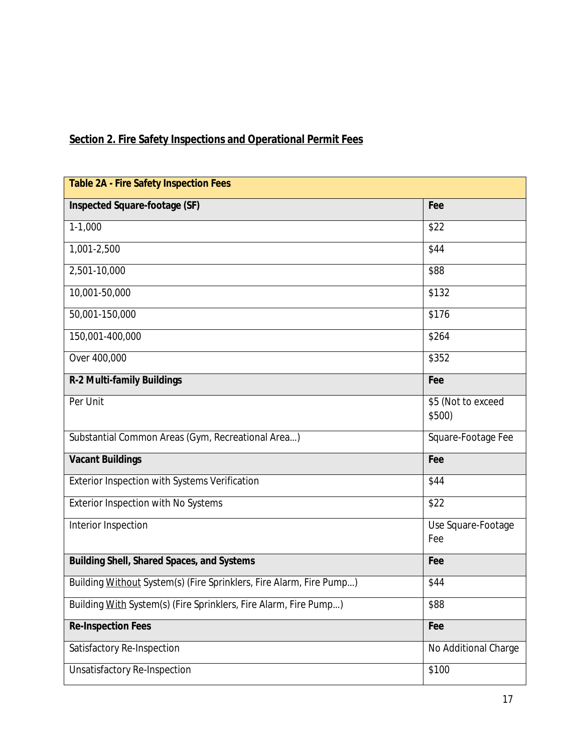## **Section 2. Fire Safety Inspections and Operational Permit Fees**

| **Table 2A - Fire Safety Inspection Fees** | |
|---|---|
| **Inspected Square-footage (SF)** | **Fee** |
| 1-1,000 | $22 |
| 1,001-2,500 | $44 |
| 2,501-10,000 | $88 |
| 10,001-50,000 | $132 |
| 50,001-150,000 | $176 |
| 150,001-400,000 | $264 |
| Over 400,000 | $352 |
| **R-2 Multi-family Buildings** | **Fee** |
| Per Unit | $5 (Not to exceed $500) |
| Substantial Common Areas (Gym, Recreational Area…) | Square-Footage Fee |
| **Vacant Buildings** | **Fee** |
| Exterior Inspection with Systems Verification | $44 |
| Exterior Inspection with No Systems | $22 |
| Interior Inspection | Use Square-Footage Fee |
| **Building Shell, Shared Spaces, and Systems** | **Fee** |
| Building Without System(s) (Fire Sprinklers, Fire Alarm, Fire Pump…) | $44 |
| Building With System(s) (Fire Sprinklers, Fire Alarm, Fire Pump…) | $88 |
| **Re-Inspection Fees** | **Fee** |
| Satisfactory Re-Inspection | No Additional Charge |
| Unsatisfactory Re-Inspection | $100 |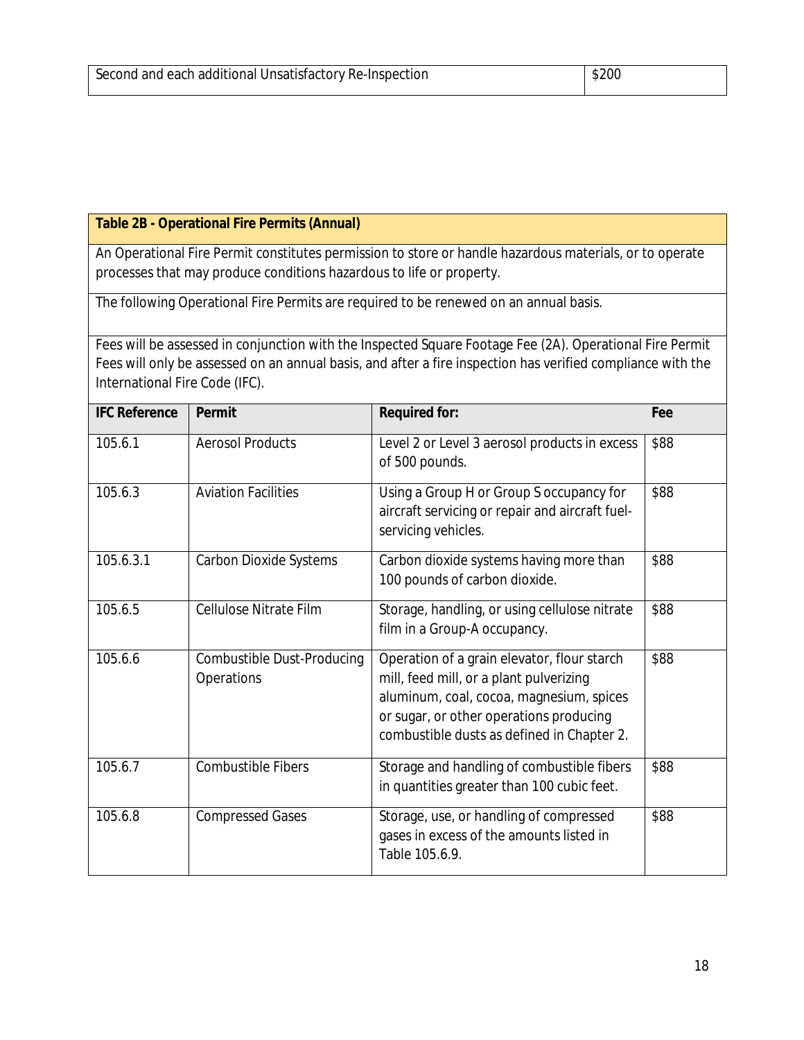| Second and each additional Unsatisfactory Re-Inspection | $200 |
|---|---|

**Table 2B - Operational Fire Permits (Annual)**

An Operational Fire Permit constitutes permission to store or handle hazardous materials, or to operate processes that may produce conditions hazardous to life or property.

The following Operational Fire Permits are required to be renewed on an annual basis.

Fees will be assessed in conjunction with the Inspected Square Footage Fee (2A). Operational Fire Permit Fees will only be assessed on an annual basis, and after a fire inspection has verified compliance with the International Fire Code (IFC).

| IFC Reference | Permit | Required for: | Fee |
|---|---|---|---|
| 105.6.1 | Aerosol Products | Level 2 or Level 3 aerosol products in excess of 500 pounds. | $88 |
| 105.6.3 | Aviation Facilities | Using a Group H or Group S occupancy for aircraft servicing or repair and aircraft fuel-servicing vehicles. | $88 |
| 105.6.3.1 | Carbon Dioxide Systems | Carbon dioxide systems having more than 100 pounds of carbon dioxide. | $88 |
| 105.6.5 | Cellulose Nitrate Film | Storage, handling, or using cellulose nitrate film in a Group-A occupancy. | $88 |
| 105.6.6 | Combustible Dust-Producing Operations | Operation of a grain elevator, flour starch mill, feed mill, or a plant pulverizing aluminum, coal, cocoa, magnesium, spices or sugar, or other operations producing combustible dusts as defined in Chapter 2. | $88 |
| 105.6.7 | Combustible Fibers | Storage and handling of combustible fibers in quantities greater than 100 cubic feet. | $88 |
| 105.6.8 | Compressed Gases | Storage, use, or handling of compressed gases in excess of the amounts listed in Table 105.6.9. | $88 |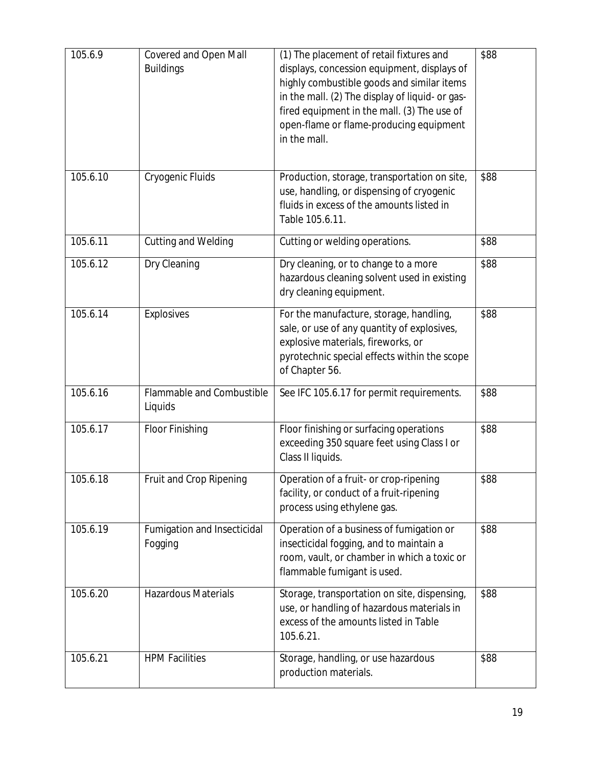| 105.6.9 | Covered and Open Mall Buildings | (1) The placement of retail fixtures and displays, concession equipment, displays of highly combustible goods and similar items in the mall. (2) The display of liquid- or gas-fired equipment in the mall. (3) The use of open-flame or flame-producing equipment in the mall. | $88 |
|---|---|---|---|
| 105.6.10 | Cryogenic Fluids | Production, storage, transportation on site, use, handling, or dispensing of cryogenic fluids in excess of the amounts listed in Table 105.6.11. | $88 |
| 105.6.11 | Cutting and Welding | Cutting or welding operations. | $88 |
| 105.6.12 | Dry Cleaning | Dry cleaning, or to change to a more hazardous cleaning solvent used in existing dry cleaning equipment. | $88 |
| 105.6.14 | Explosives | For the manufacture, storage, handling, sale, or use of any quantity of explosives, explosive materials, fireworks, or pyrotechnic special effects within the scope of Chapter 56. | $88 |
| 105.6.16 | Flammable and Combustible Liquids | See IFC 105.6.17 for permit requirements. | $88 |
| 105.6.17 | Floor Finishing | Floor finishing or surfacing operations exceeding 350 square feet using Class I or Class II liquids. | $88 |
| 105.6.18 | Fruit and Crop Ripening | Operation of a fruit- or crop-ripening facility, or conduct of a fruit-ripening process using ethylene gas. | $88 |
| 105.6.19 | Fumigation and Insecticidal Fogging | Operation of a business of fumigation or insecticidal fogging, and to maintain a room, vault, or chamber in which a toxic or flammable fumigant is used. | $88 |
| 105.6.20 | Hazardous Materials | Storage, transportation on site, dispensing, use, or handling of hazardous materials in excess of the amounts listed in Table 105.6.21. | $88 |
| 105.6.21 | HPM Facilities | Storage, handling, or use hazardous production materials. | $88 |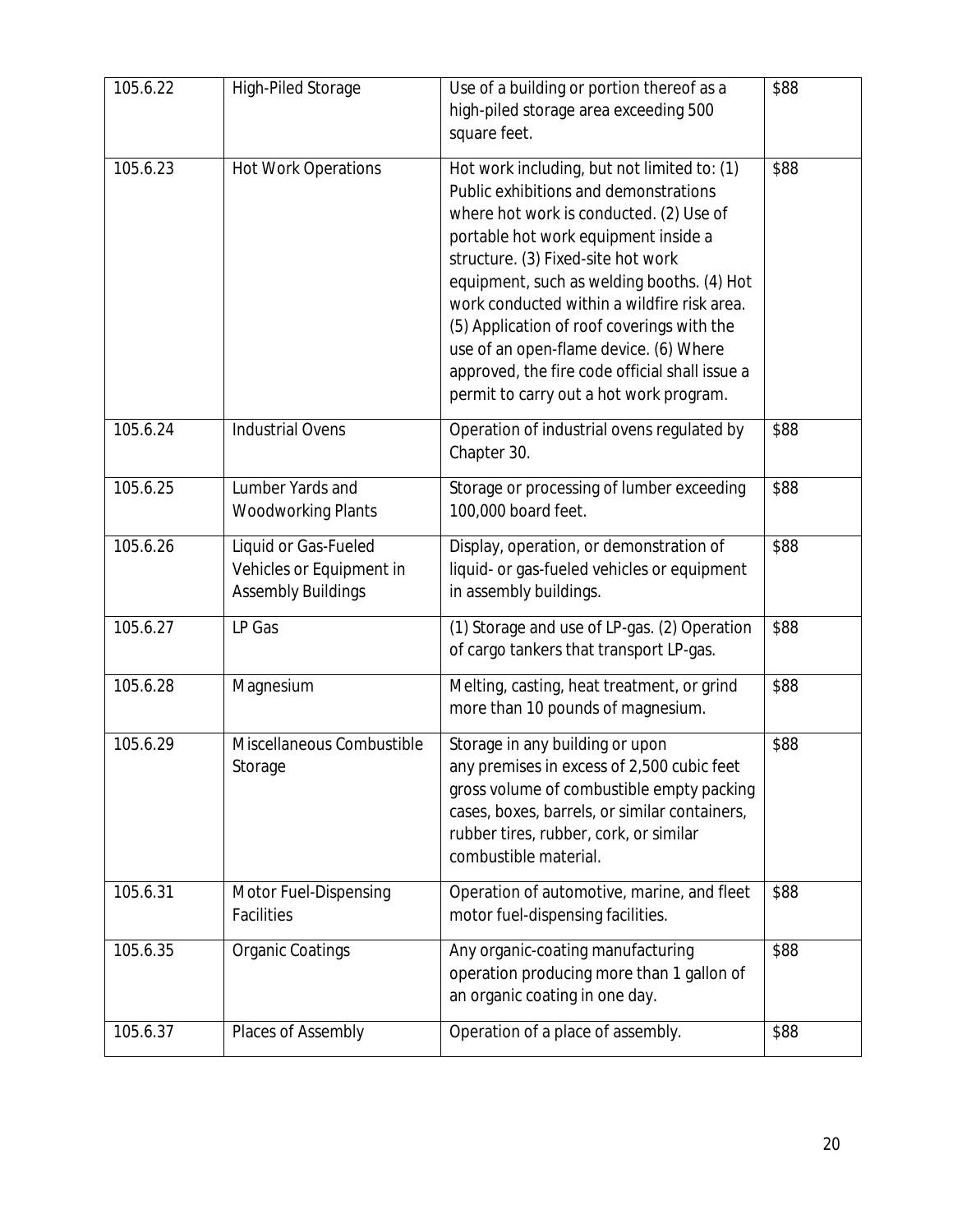| 105.6.22 | High-Piled Storage | Use of a building or portion thereof as a high-piled storage area exceeding 500 square feet. | $88 |
|---|---|---|---|
| 105.6.23 | Hot Work Operations | Hot work including, but not limited to: (1) Public exhibitions and demonstrations where hot work is conducted. (2) Use of portable hot work equipment inside a structure. (3) Fixed-site hot work equipment, such as welding booths. (4) Hot work conducted within a wildfire risk area. (5) Application of roof coverings with the use of an open-flame device. (6) Where approved, the fire code official shall issue a permit to carry out a hot work program. | $88 |
| 105.6.24 | Industrial Ovens | Operation of industrial ovens regulated by Chapter 30. | $88 |
| 105.6.25 | Lumber Yards and Woodworking Plants | Storage or processing of lumber exceeding 100,000 board feet. | $88 |
| 105.6.26 | Liquid or Gas-Fueled Vehicles or Equipment in Assembly Buildings | Display, operation, or demonstration of liquid- or gas-fueled vehicles or equipment in assembly buildings. | $88 |
| 105.6.27 | LP Gas | (1) Storage and use of LP-gas. (2) Operation of cargo tankers that transport LP-gas. | $88 |
| 105.6.28 | Magnesium | Melting, casting, heat treatment, or grind more than 10 pounds of magnesium. | $88 |
| 105.6.29 | Miscellaneous Combustible Storage | Storage in any building or upon any premises in excess of 2,500 cubic feet gross volume of combustible empty packing cases, boxes, barrels, or similar containers, rubber tires, rubber, cork, or similar combustible material. | $88 |
| 105.6.31 | Motor Fuel-Dispensing Facilities | Operation of automotive, marine, and fleet motor fuel-dispensing facilities. | $88 |
| 105.6.35 | Organic Coatings | Any organic-coating manufacturing operation producing more than 1 gallon of an organic coating in one day. | $88 |
| 105.6.37 | Places of Assembly | Operation of a place of assembly. | $88 |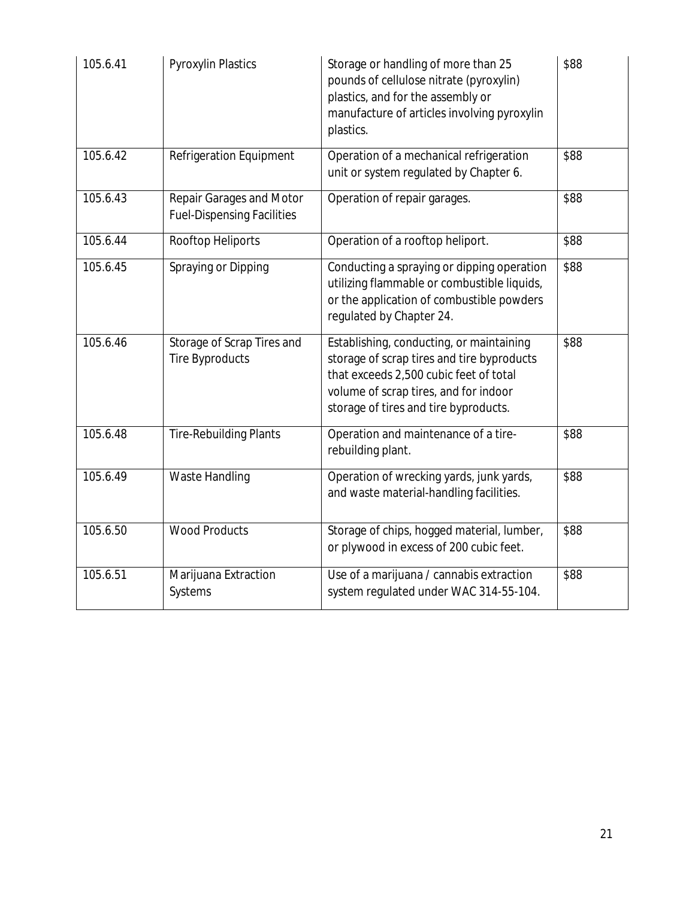| 105.6.41 | Pyroxylin Plastics | Storage or handling of more than 25 pounds of cellulose nitrate (pyroxylin) plastics, and for the assembly or manufacture of articles involving pyroxylin plastics. | $88 |
|---|---|---|---|
| 105.6.42 | Refrigeration Equipment | Operation of a mechanical refrigeration unit or system regulated by Chapter 6. | $88 |
| 105.6.43 | Repair Garages and Motor Fuel-Dispensing Facilities | Operation of repair garages. | $88 |
| 105.6.44 | Rooftop Heliports | Operation of a rooftop heliport. | $88 |
| 105.6.45 | Spraying or Dipping | Conducting a spraying or dipping operation utilizing flammable or combustible liquids, or the application of combustible powders regulated by Chapter 24. | $88 |
| 105.6.46 | Storage of Scrap Tires and Tire Byproducts | Establishing, conducting, or maintaining storage of scrap tires and tire byproducts that exceeds 2,500 cubic feet of total volume of scrap tires, and for indoor storage of tires and tire byproducts. | $88 |
| 105.6.48 | Tire-Rebuilding Plants | Operation and maintenance of a tire-rebuilding plant. | $88 |
| 105.6.49 | Waste Handling | Operation of wrecking yards, junk yards, and waste material-handling facilities. | $88 |
| 105.6.50 | Wood Products | Storage of chips, hogged material, lumber, or plywood in excess of 200 cubic feet. | $88 |
| 105.6.51 | Marijuana Extraction Systems | Use of a marijuana / cannabis extraction system regulated under WAC 314-55-104. | $88 |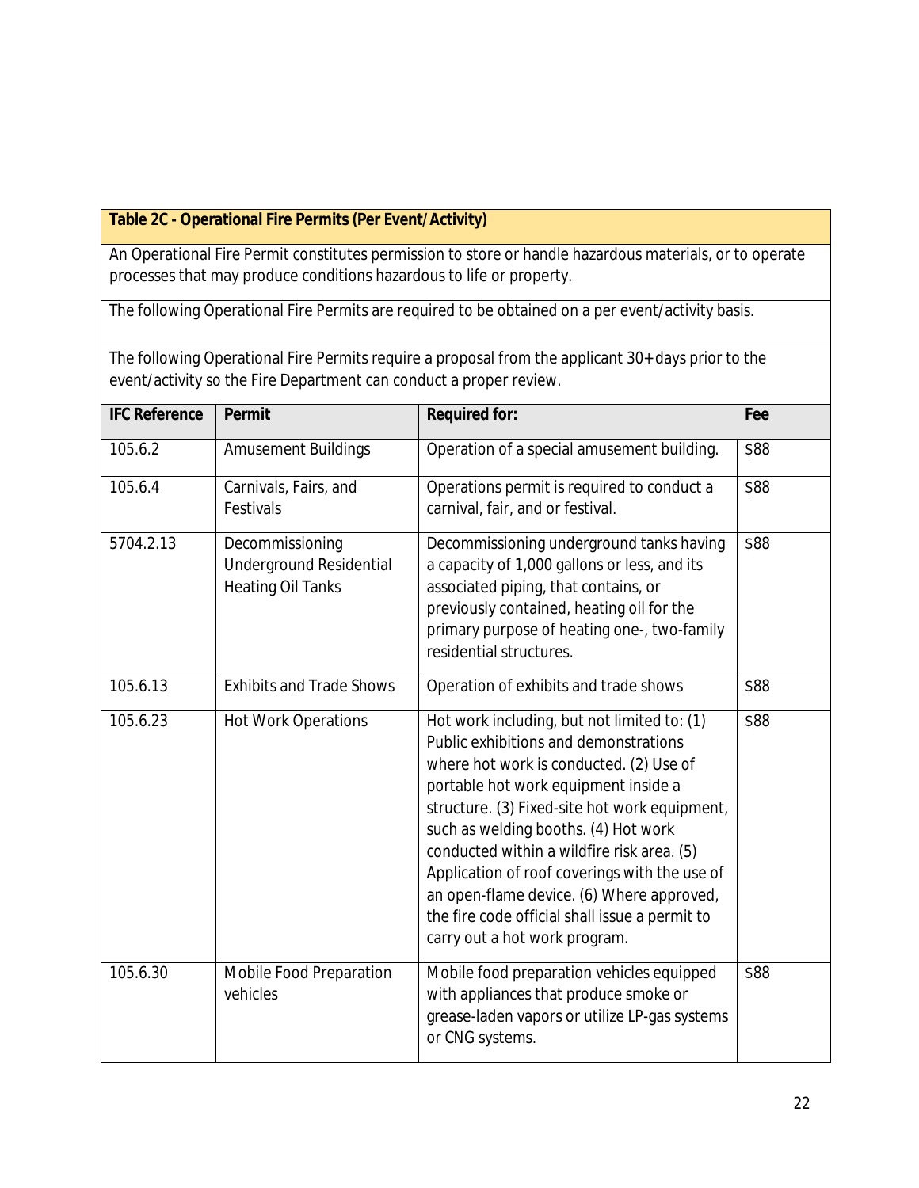**Table 2C - Operational Fire Permits (Per Event/Activity)**

An Operational Fire Permit constitutes permission to store or handle hazardous materials, or to operate processes that may produce conditions hazardous to life or property.

The following Operational Fire Permits are required to be obtained on a per event/activity basis.

The following Operational Fire Permits require a proposal from the applicant 30+ days prior to the event/activity so the Fire Department can conduct a proper review.

| IFC Reference | Permit | Required for: | Fee |
|---|---|---|---|
| 105.6.2 | Amusement Buildings | Operation of a special amusement building. | $88 |
| 105.6.4 | Carnivals, Fairs, and Festivals | Operations permit is required to conduct a carnival, fair, and or festival. | $88 |
| 5704.2.13 | Decommissioning Underground Residential Heating Oil Tanks | Decommissioning underground tanks having a capacity of 1,000 gallons or less, and its associated piping, that contains, or previously contained, heating oil for the primary purpose of heating one-, two-family residential structures. | $88 |
| 105.6.13 | Exhibits and Trade Shows | Operation of exhibits and trade shows | $88 |
| 105.6.23 | Hot Work Operations | Hot work including, but not limited to: (1) Public exhibitions and demonstrations where hot work is conducted. (2) Use of portable hot work equipment inside a structure. (3) Fixed-site hot work equipment, such as welding booths. (4) Hot work conducted within a wildfire risk area. (5) Application of roof coverings with the use of an open-flame device. (6) Where approved, the fire code official shall issue a permit to carry out a hot work program. | $88 |
| 105.6.30 | Mobile Food Preparation vehicles | Mobile food preparation vehicles equipped with appliances that produce smoke or grease-laden vapors or utilize LP-gas systems or CNG systems. | $88 |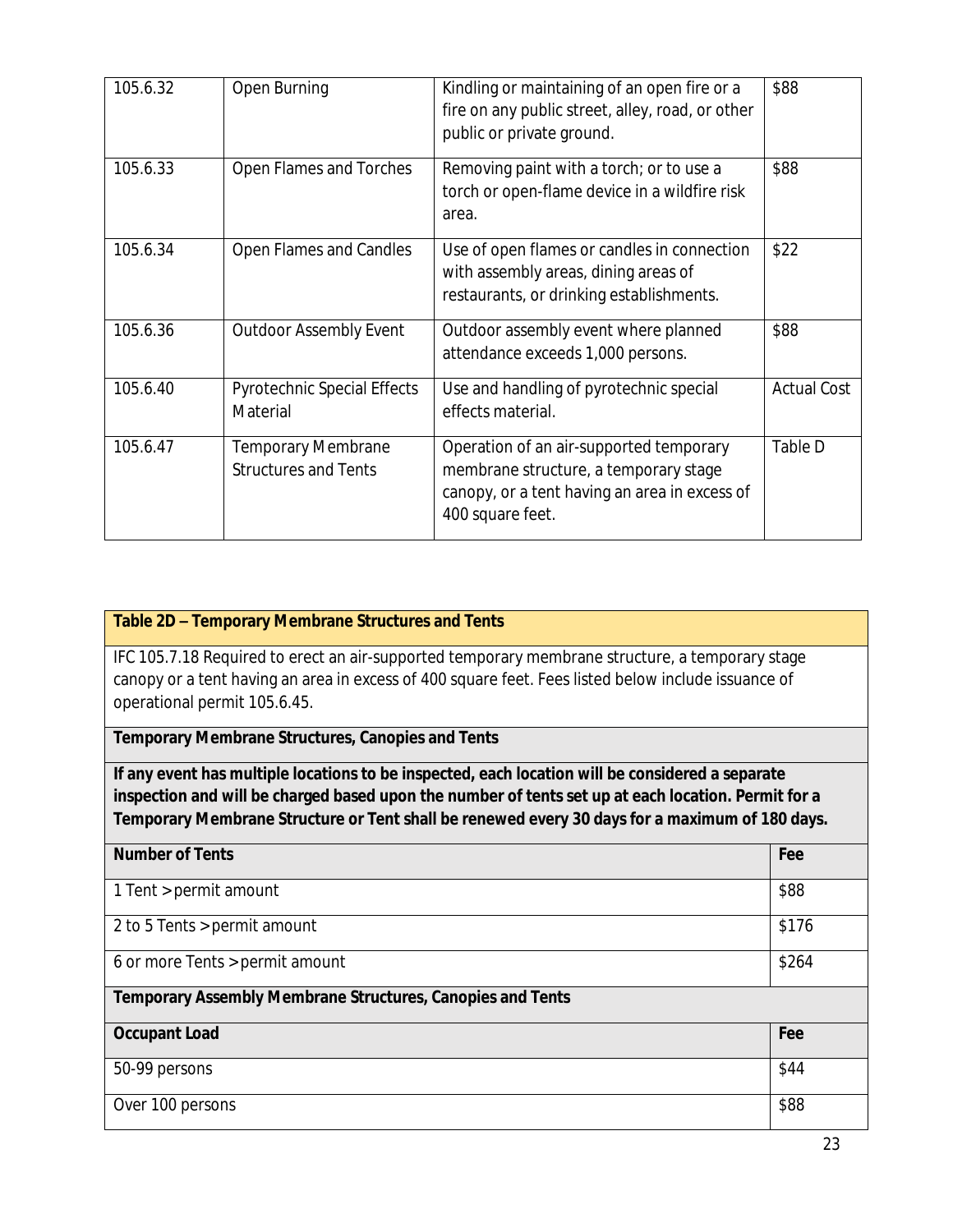| 105.6.32 | Open Burning | Kindling or maintaining of an open fire or a fire on any public street, alley, road, or other public or private ground. | $88 |
|---|---|---|---|
| 105.6.33 | Open Flames and Torches | Removing paint with a torch; or to use a torch or open-flame device in a wildfire risk area. | $88 |
| 105.6.34 | Open Flames and Candles | Use of open flames or candles in connection with assembly areas, dining areas of restaurants, or drinking establishments. | $22 |
| 105.6.36 | Outdoor Assembly Event | Outdoor assembly event where planned attendance exceeds 1,000 persons. | $88 |
| 105.6.40 | Pyrotechnic Special Effects Material | Use and handling of pyrotechnic special effects material. | Actual Cost |
| 105.6.47 | Temporary Membrane Structures and Tents | Operation of an air-supported temporary membrane structure, a temporary stage canopy, or a tent having an area in excess of 400 square feet. | Table D |

| **Table 2D – Temporary Membrane Structures and Tents** | |
|---|---|
| IFC 105.7.18 Required to erect an air-supported temporary membrane structure, a temporary stage canopy or a tent having an area in excess of 400 square feet. Fees listed below include issuance of operational permit 105.6.45. | |
| **Temporary Membrane Structures, Canopies and Tents** | |
| **If any event has multiple locations to be inspected, each location will be considered a separate inspection and will be charged based upon the number of tents set up at each location. Permit for a Temporary Membrane Structure or Tent shall be renewed every 30 days for a maximum of 180 days.** | |
| **Number of Tents** | **Fee** |
| 1 Tent > permit amount | $88 |
| 2 to 5 Tents > permit amount | $176 |
| 6 or more Tents > permit amount | $264 |
| **Temporary Assembly Membrane Structures, Canopies and Tents** | |
| **Occupant Load** | **Fee** |
| 50-99 persons | $44 |
| Over 100 persons | $88 |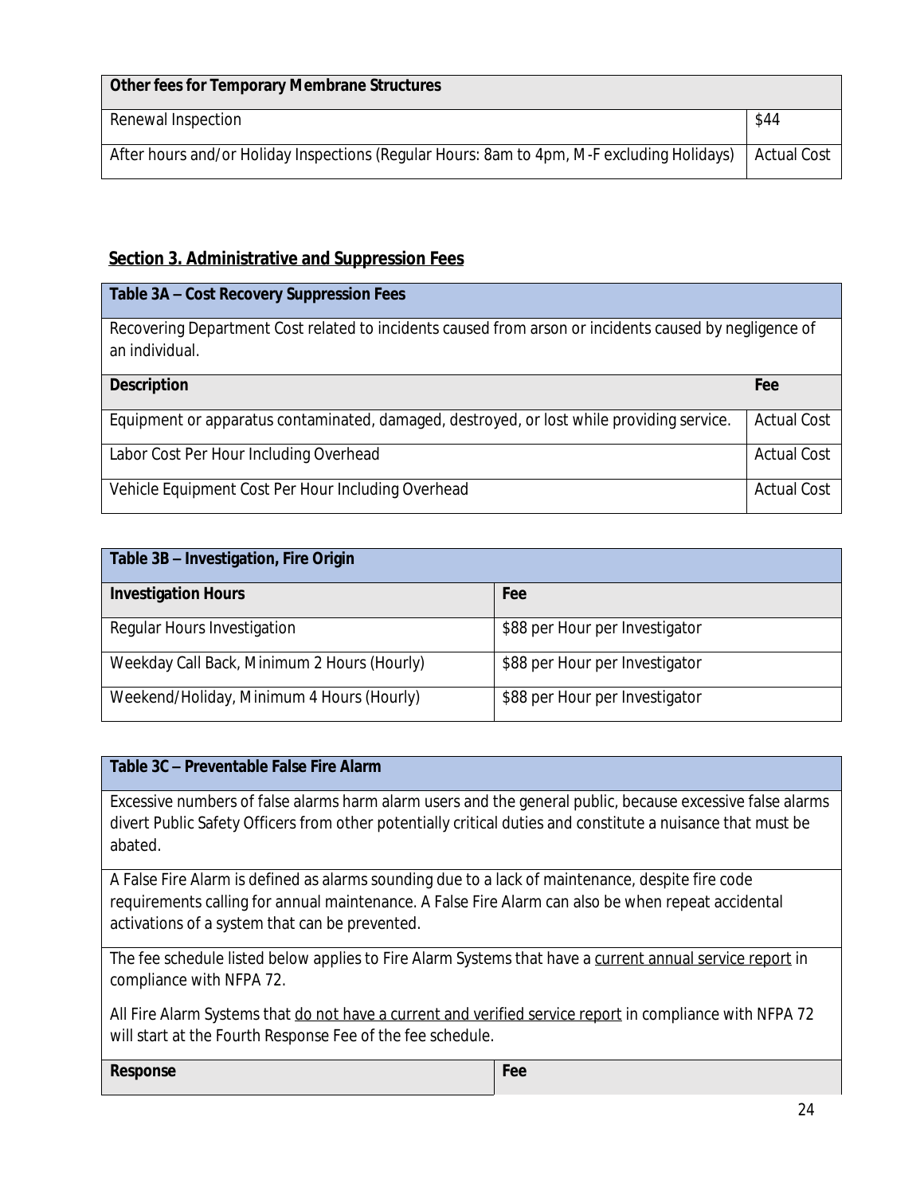| Other fees for Temporary Membrane Structures | |
|---|---|
| Renewal Inspection | $44 |
| After hours and/or Holiday Inspections (Regular Hours: 8am to 4pm, M-F excluding Holidays) | Actual Cost |

## Section 3. Administrative and Suppression Fees

| Table 3A – Cost Recovery Suppression Fees | |
|---|---|
| Recovering Department Cost related to incidents caused from arson or incidents caused by negligence of an individual. | |
| **Description** | **Fee** |
| Equipment or apparatus contaminated, damaged, destroyed, or lost while providing service. | Actual Cost |
| Labor Cost Per Hour Including Overhead | Actual Cost |
| Vehicle Equipment Cost Per Hour Including Overhead | Actual Cost |

| Table 3B – Investigation, Fire Origin | |
|---|---|
| **Investigation Hours** | **Fee** |
| Regular Hours Investigation | $88 per Hour per Investigator |
| Weekday Call Back, Minimum 2 Hours (Hourly) | $88 per Hour per Investigator |
| Weekend/Holiday, Minimum 4 Hours (Hourly) | $88 per Hour per Investigator |

| Table 3C – Preventable False Fire Alarm | |
|---|---|
| Excessive numbers of false alarms harm alarm users and the general public, because excessive false alarms divert Public Safety Officers from other potentially critical duties and constitute a nuisance that must be abated. | |
| A False Fire Alarm is defined as alarms sounding due to a lack of maintenance, despite fire code requirements calling for annual maintenance. A False Fire Alarm can also be when repeat accidental activations of a system that can be prevented. | |
| The fee schedule listed below applies to Fire Alarm Systems that have a current annual service report in compliance with NFPA 72. All Fire Alarm Systems that do not have a current and verified service report in compliance with NFPA 72 will start at the Fourth Response Fee of the fee schedule. | |
| **Response** | **Fee** |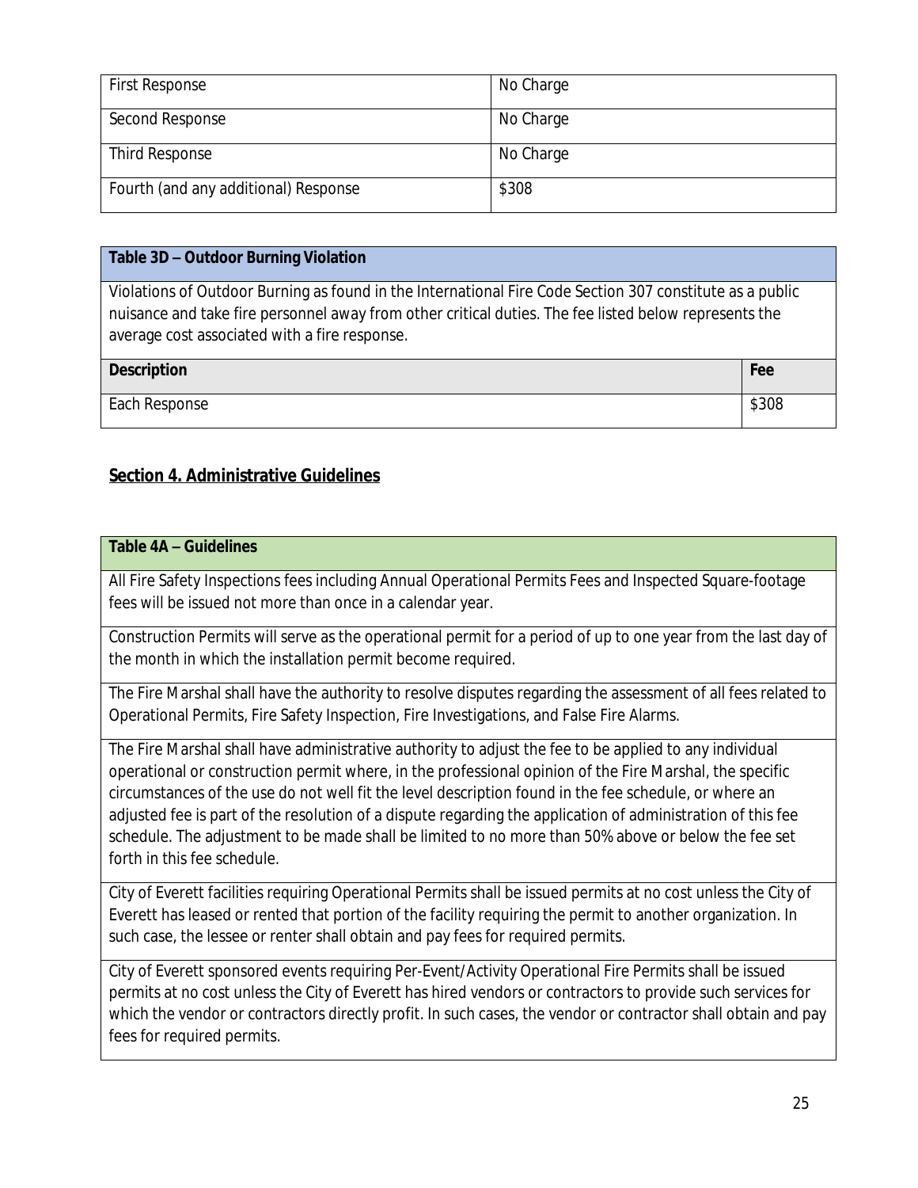| First Response | No Charge |
|---|---|
| Second Response | No Charge |
| Third Response | No Charge |
| Fourth (and any additional) Response | $308 |

| **Table 3D – Outdoor Burning Violation** | |
|---|---|
| Violations of Outdoor Burning as found in the International Fire Code Section 307 constitute as a public nuisance and take fire personnel away from other critical duties. The fee listed below represents the average cost associated with a fire response. | |
| **Description** | **Fee** |
| Each Response | $308 |

## Section 4. Administrative Guidelines

| **Table 4A – Guidelines** |
|---|
| All Fire Safety Inspections fees including Annual Operational Permits Fees and Inspected Square-footage fees will be issued not more than once in a calendar year. |
| Construction Permits will serve as the operational permit for a period of up to one year from the last day of the month in which the installation permit become required. |
| The Fire Marshal shall have the authority to resolve disputes regarding the assessment of all fees related to Operational Permits, Fire Safety Inspection, Fire Investigations, and False Fire Alarms. |
| The Fire Marshal shall have administrative authority to adjust the fee to be applied to any individual operational or construction permit where, in the professional opinion of the Fire Marshal, the specific circumstances of the use do not well fit the level description found in the fee schedule, or where an adjusted fee is part of the resolution of a dispute regarding the application of administration of this fee schedule. The adjustment to be made shall be limited to no more than 50% above or below the fee set forth in this fee schedule. |
| City of Everett facilities requiring Operational Permits shall be issued permits at no cost unless the City of Everett has leased or rented that portion of the facility requiring the permit to another organization. In such case, the lessee or renter shall obtain and pay fees for required permits. |
| City of Everett sponsored events requiring Per-Event/Activity Operational Fire Permits shall be issued permits at no cost unless the City of Everett has hired vendors or contractors to provide such services for which the vendor or contractors directly profit. In such cases, the vendor or contractor shall obtain and pay fees for required permits. |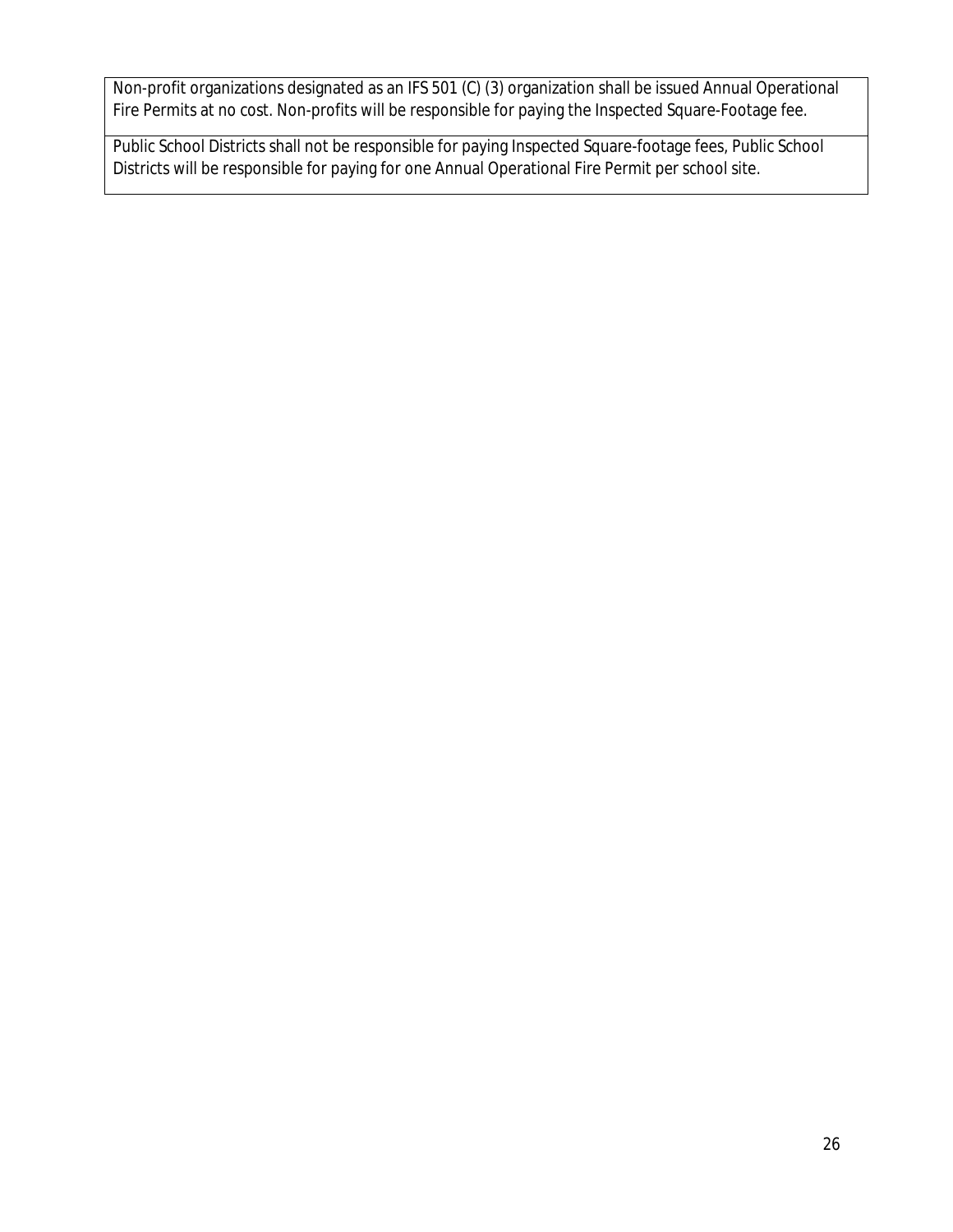| |
|---|
| Non-profit organizations designated as an IFS 501 (C) (3) organization shall be issued Annual Operational Fire Permits at no cost. Non-profits will be responsible for paying the Inspected Square-Footage fee. |
| Public School Districts shall not be responsible for paying Inspected Square-footage fees, Public School Districts will be responsible for paying for one Annual Operational Fire Permit per school site. |